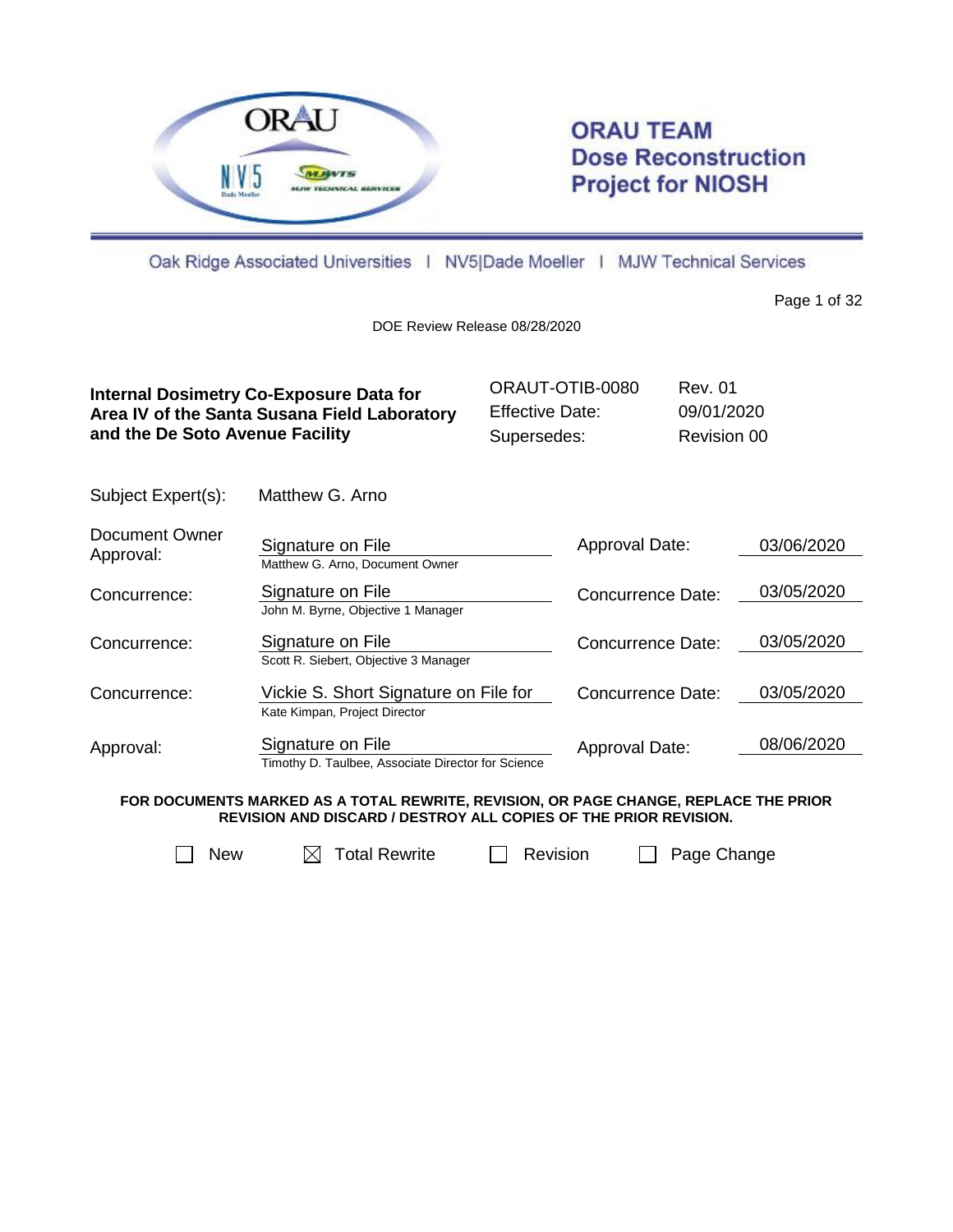# ORAU TEAM Dose Reconstruction Project for NIOSH

Oak Ridge Associated Universities | NV5|Dade Moeller | MJW Technical Services

DOE Review Release 08/28/2020

| **Internal Dosimetry Co-Exposure Data for Area IV of the Santa Susana Field Laboratory and the De Soto Avenue Facility** | ORAUT-OTIB-0080 | Rev. 01 |
|---|---|---|
| | Effective Date: | 09/01/2020 |
| | Supersedes: | Revision 00 |

Subject Expert(s): Matthew G. Arno

| | | | |
|---|---|---|---|
| Document Owner Approval: | Signature on File<br>Matthew G. Arno, Document Owner | Approval Date: | 03/06/2020 |
| Concurrence: | Signature on File<br>John M. Byrne, Objective 1 Manager | Concurrence Date: | 03/05/2020 |
| Concurrence: | Signature on File<br>Scott R. Siebert, Objective 3 Manager | Concurrence Date: | 03/05/2020 |
| Concurrence: | Vickie S. Short Signature on File for<br>Kate Kimpan, Project Director | Concurrence Date: | 03/05/2020 |
| Approval: | Signature on File<br>Timothy D. Taulbee, Associate Director for Science | Approval Date: | 08/06/2020 |

**FOR DOCUMENTS MARKED AS A TOTAL REWRITE, REVISION, OR PAGE CHANGE, REPLACE THE PRIOR REVISION AND DISCARD / DESTROY ALL COPIES OF THE PRIOR REVISION.**

☐ New ☒ Total Rewrite ☐ Revision ☐ Page Change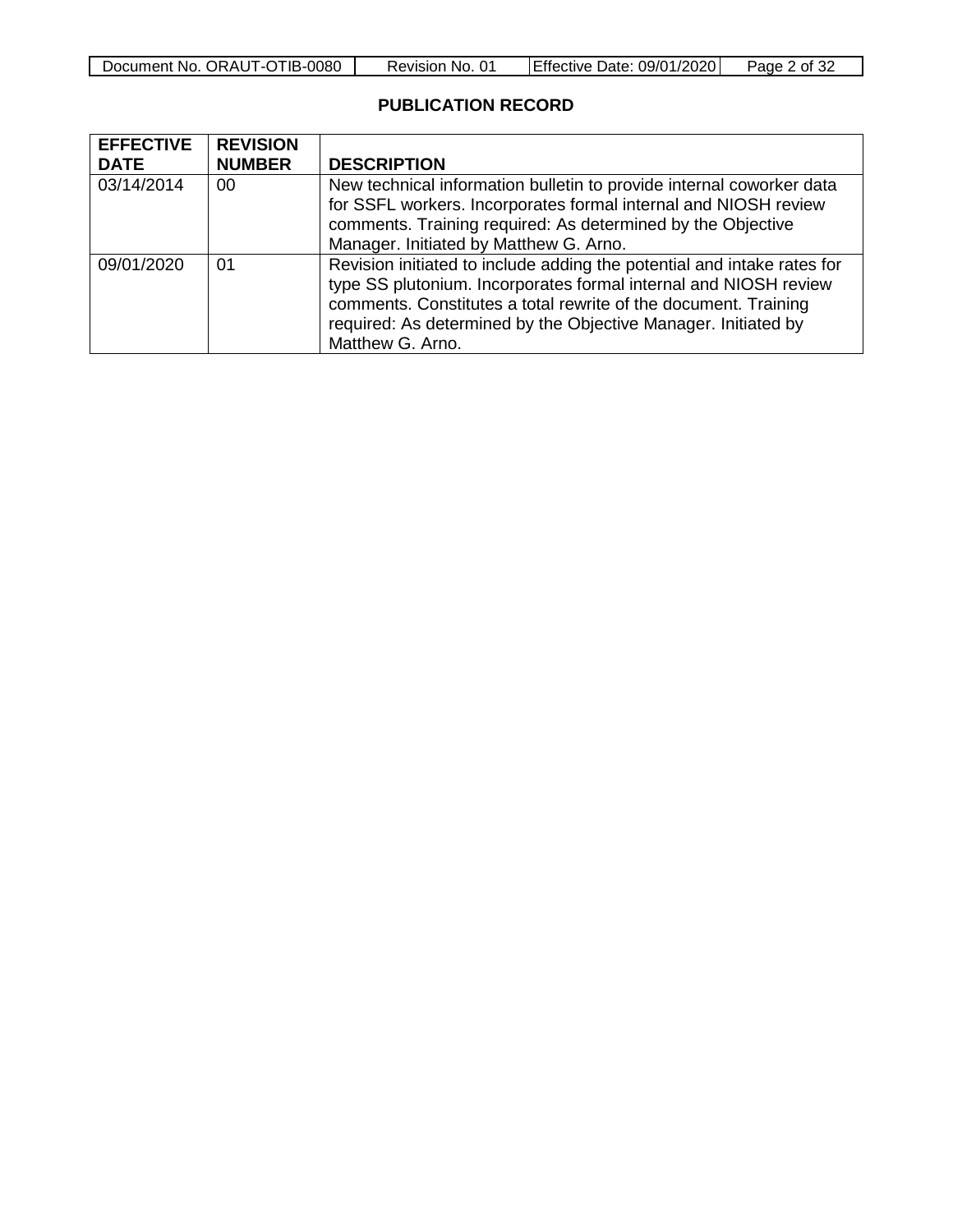## PUBLICATION RECORD

| EFFECTIVE DATE | REVISION NUMBER | DESCRIPTION |
|---|---|---|
| 03/14/2014 | 00 | New technical information bulletin to provide internal coworker data for SSFL workers. Incorporates formal internal and NIOSH review comments. Training required: As determined by the Objective Manager. Initiated by Matthew G. Arno. |
| 09/01/2020 | 01 | Revision initiated to include adding the potential and intake rates for type SS plutonium. Incorporates formal internal and NIOSH review comments. Constitutes a total rewrite of the document. Training required: As determined by the Objective Manager. Initiated by Matthew G. Arno. |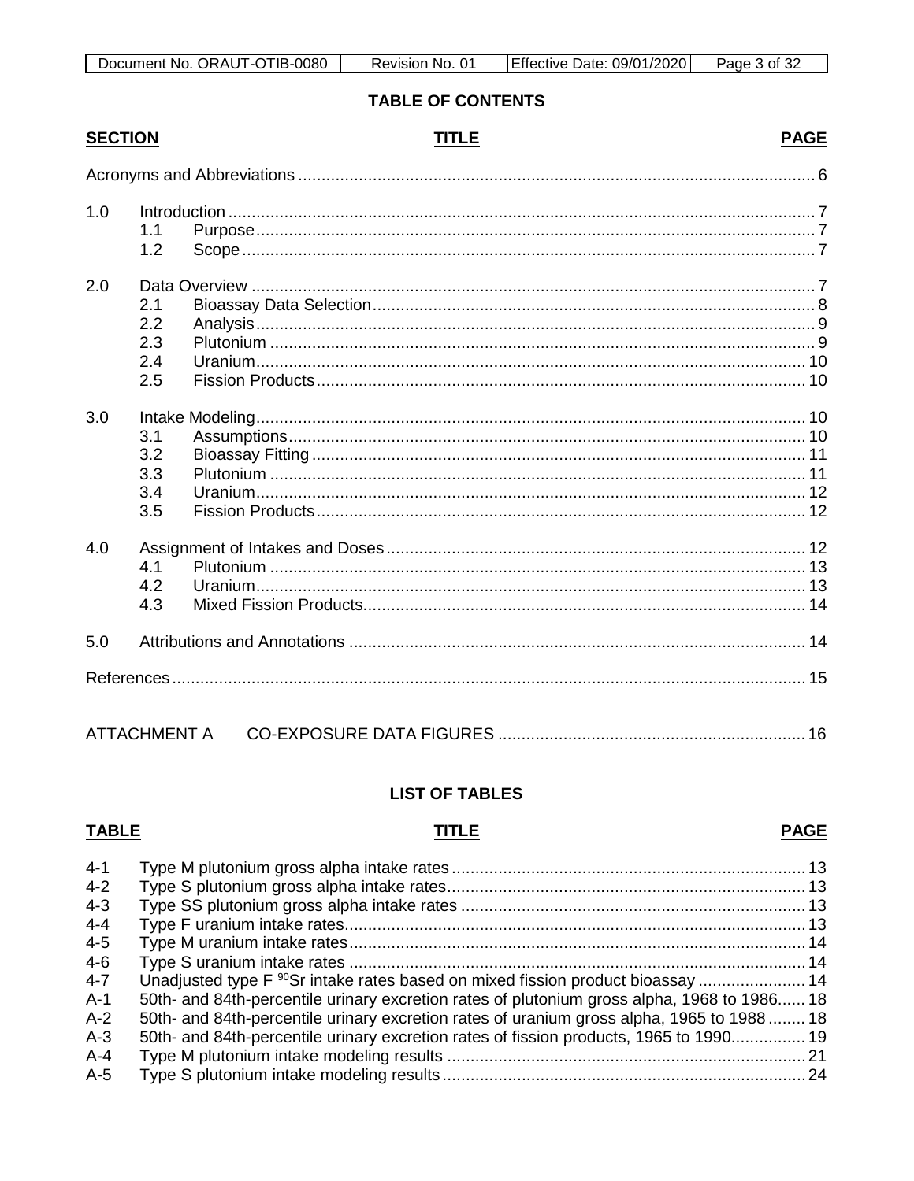## TABLE OF CONTENTS

| SECTION | TITLE | PAGE |
|---|---|---|
| | Acronyms and Abbreviations | 6 |
| 1.0 | Introduction | 7 |
| 1.1 | Purpose | 7 |
| 1.2 | Scope | 7 |
| 2.0 | Data Overview | 7 |
| 2.1 | Bioassay Data Selection | 8 |
| 2.2 | Analysis | 9 |
| 2.3 | Plutonium | 9 |
| 2.4 | Uranium | 10 |
| 2.5 | Fission Products | 10 |
| 3.0 | Intake Modeling | 10 |
| 3.1 | Assumptions | 10 |
| 3.2 | Bioassay Fitting | 11 |
| 3.3 | Plutonium | 11 |
| 3.4 | Uranium | 12 |
| 3.5 | Fission Products | 12 |
| 4.0 | Assignment of Intakes and Doses | 12 |
| 4.1 | Plutonium | 13 |
| 4.2 | Uranium | 13 |
| 4.3 | Mixed Fission Products | 14 |
| 5.0 | Attributions and Annotations | 14 |
| | References | 15 |
| ATTACHMENT A | CO-EXPOSURE DATA FIGURES | 16 |

## LIST OF TABLES

| TABLE | TITLE | PAGE |
|---|---|---|
| 4-1 | Type M plutonium gross alpha intake rates | 13 |
| 4-2 | Type S plutonium gross alpha intake rates | 13 |
| 4-3 | Type SS plutonium gross alpha intake rates | 13 |
| 4-4 | Type F uranium intake rates | 13 |
| 4-5 | Type M uranium intake rates | 14 |
| 4-6 | Type S uranium intake rates | 14 |
| 4-7 | Unadjusted type F $^{90}$Sr intake rates based on mixed fission product bioassay | 14 |
| A-1 | 50th- and 84th-percentile urinary excretion rates of plutonium gross alpha, 1968 to 1986 | 18 |
| A-2 | 50th- and 84th-percentile urinary excretion rates of uranium gross alpha, 1965 to 1988 | 18 |
| A-3 | 50th- and 84th-percentile urinary excretion rates of fission products, 1965 to 1990 | 19 |
| A-4 | Type M plutonium intake modeling results | 21 |
| A-5 | Type S plutonium intake modeling results | 24 |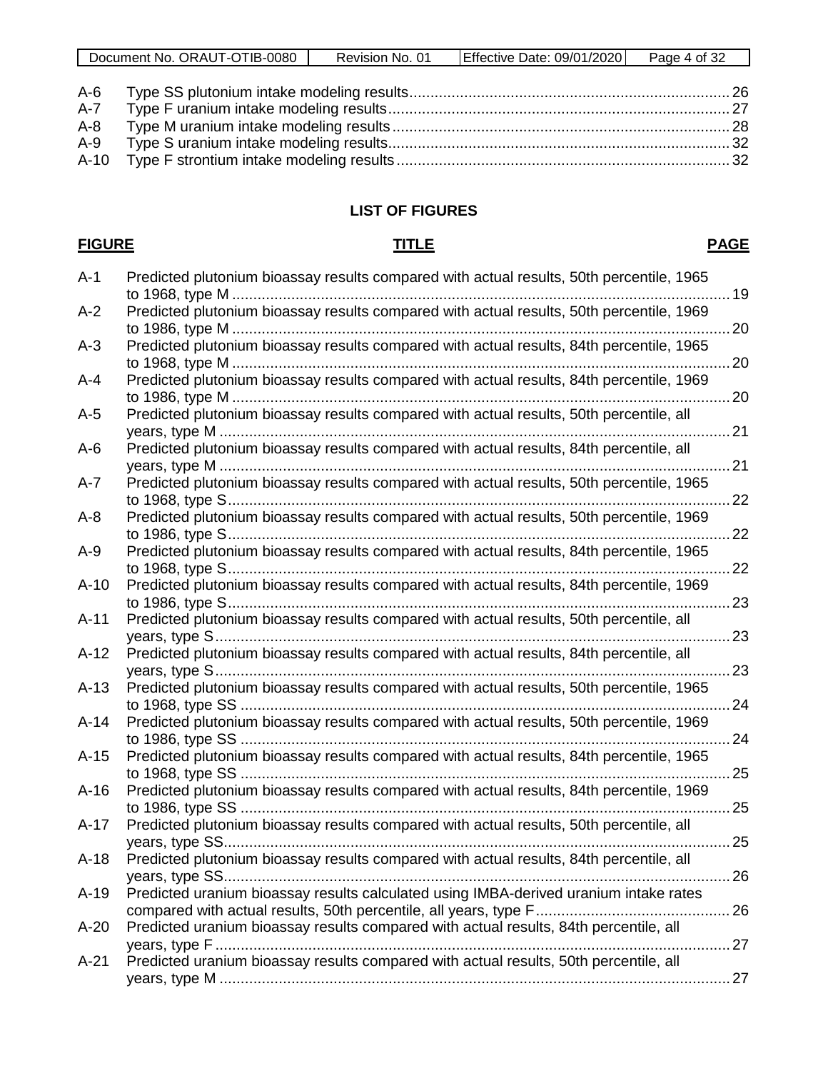| | | |
|---|---|---|
| A-6 | Type SS plutonium intake modeling results | 26 |
| A-7 | Type F uranium intake modeling results | 27 |
| A-8 | Type M uranium intake modeling results | 28 |
| A-9 | Type S uranium intake modeling results | 32 |
| A-10 | Type F strontium intake modeling results | 32 |

## LIST OF FIGURES

| FIGURE | TITLE | PAGE |
|---|---|---|
| A-1 | Predicted plutonium bioassay results compared with actual results, 50th percentile, 1965 to 1968, type M | 19 |
| A-2 | Predicted plutonium bioassay results compared with actual results, 50th percentile, 1969 to 1986, type M | 20 |
| A-3 | Predicted plutonium bioassay results compared with actual results, 84th percentile, 1965 to 1968, type M | 20 |
| A-4 | Predicted plutonium bioassay results compared with actual results, 84th percentile, 1969 to 1986, type M | 20 |
| A-5 | Predicted plutonium bioassay results compared with actual results, 50th percentile, all years, type M | 21 |
| A-6 | Predicted plutonium bioassay results compared with actual results, 84th percentile, all years, type M | 21 |
| A-7 | Predicted plutonium bioassay results compared with actual results, 50th percentile, 1965 to 1968, type S | 22 |
| A-8 | Predicted plutonium bioassay results compared with actual results, 50th percentile, 1969 to 1986, type S | 22 |
| A-9 | Predicted plutonium bioassay results compared with actual results, 84th percentile, 1965 to 1968, type S | 22 |
| A-10 | Predicted plutonium bioassay results compared with actual results, 84th percentile, 1969 to 1986, type S | 23 |
| A-11 | Predicted plutonium bioassay results compared with actual results, 50th percentile, all years, type S | 23 |
| A-12 | Predicted plutonium bioassay results compared with actual results, 84th percentile, all years, type S | 23 |
| A-13 | Predicted plutonium bioassay results compared with actual results, 50th percentile, 1965 to 1968, type SS | 24 |
| A-14 | Predicted plutonium bioassay results compared with actual results, 50th percentile, 1969 to 1986, type SS | 24 |
| A-15 | Predicted plutonium bioassay results compared with actual results, 84th percentile, 1965 to 1968, type SS | 25 |
| A-16 | Predicted plutonium bioassay results compared with actual results, 84th percentile, 1969 to 1986, type SS | 25 |
| A-17 | Predicted plutonium bioassay results compared with actual results, 50th percentile, all years, type SS | 25 |
| A-18 | Predicted plutonium bioassay results compared with actual results, 84th percentile, all years, type SS | 26 |
| A-19 | Predicted uranium bioassay results calculated using IMBA-derived uranium intake rates compared with actual results, 50th percentile, all years, type F | 26 |
| A-20 | Predicted uranium bioassay results compared with actual results, 84th percentile, all years, type F | 27 |
| A-21 | Predicted uranium bioassay results compared with actual results, 50th percentile, all years, type M | 27 |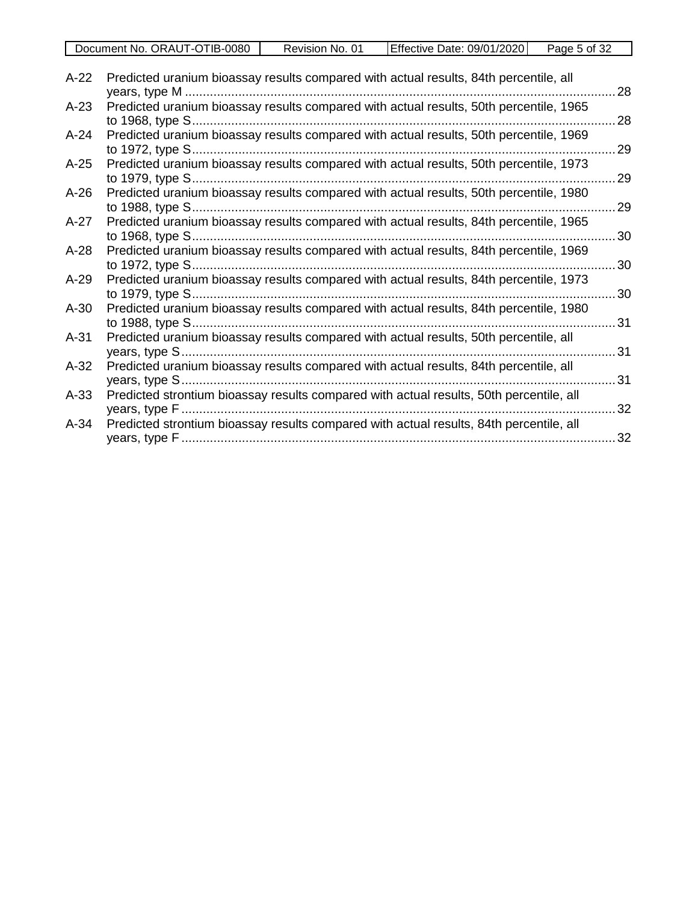A-22 Predicted uranium bioassay results compared with actual results, 84th percentile, all years, type M ........................................................................................................................28
A-23 Predicted uranium bioassay results compared with actual results, 50th percentile, 1965 to 1968, type S......................................................................................................................28
A-24 Predicted uranium bioassay results compared with actual results, 50th percentile, 1969 to 1972, type S......................................................................................................................29
A-25 Predicted uranium bioassay results compared with actual results, 50th percentile, 1973 to 1979, type S......................................................................................................................29
A-26 Predicted uranium bioassay results compared with actual results, 50th percentile, 1980 to 1988, type S......................................................................................................................29
A-27 Predicted uranium bioassay results compared with actual results, 84th percentile, 1965 to 1968, type S......................................................................................................................30
A-28 Predicted uranium bioassay results compared with actual results, 84th percentile, 1969 to 1972, type S......................................................................................................................30
A-29 Predicted uranium bioassay results compared with actual results, 84th percentile, 1973 to 1979, type S......................................................................................................................30
A-30 Predicted uranium bioassay results compared with actual results, 84th percentile, 1980 to 1988, type S......................................................................................................................31
A-31 Predicted uranium bioassay results compared with actual results, 50th percentile, all years, type S.........................................................................................................................31
A-32 Predicted uranium bioassay results compared with actual results, 84th percentile, all years, type S.........................................................................................................................31
A-33 Predicted strontium bioassay results compared with actual results, 50th percentile, all years, type F.........................................................................................................................32
A-34 Predicted strontium bioassay results compared with actual results, 84th percentile, all years, type F.........................................................................................................................32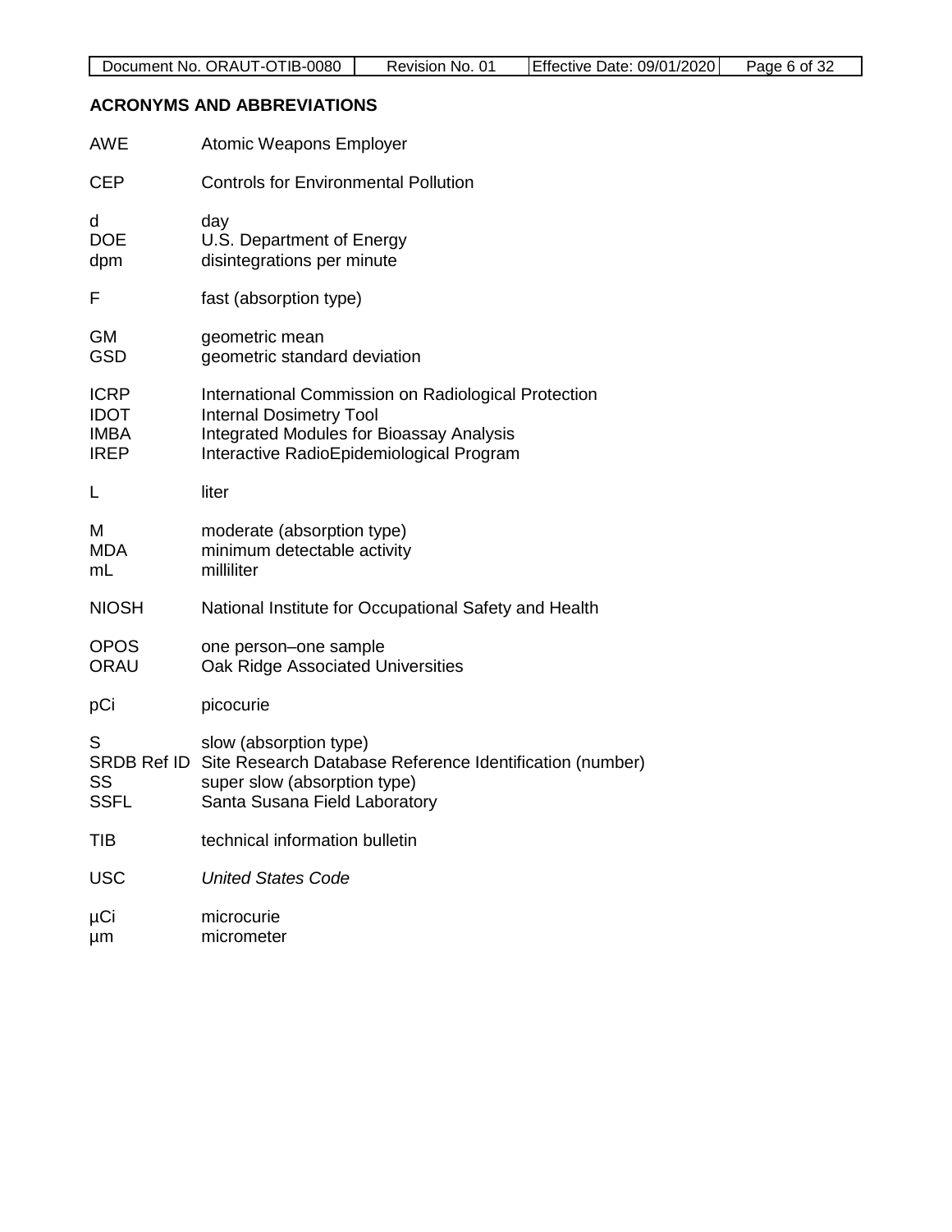## ACRONYMS AND ABBREVIATIONS

| | |
|---|---|
| AWE | Atomic Weapons Employer |
| CEP | Controls for Environmental Pollution |
| d | day |
| DOE | U.S. Department of Energy |
| dpm | disintegrations per minute |
| F | fast (absorption type) |
| GM | geometric mean |
| GSD | geometric standard deviation |
| ICRP | International Commission on Radiological Protection |
| IDOT | Internal Dosimetry Tool |
| IMBA | Integrated Modules for Bioassay Analysis |
| IREP | Interactive RadioEpidemiological Program |
| L | liter |
| M | moderate (absorption type) |
| MDA | minimum detectable activity |
| mL | milliliter |
| NIOSH | National Institute for Occupational Safety and Health |
| OPOS | one person–one sample |
| ORAU | Oak Ridge Associated Universities |
| pCi | picocurie |
| S | slow (absorption type) |
| SRDB Ref ID | Site Research Database Reference Identification (number) |
| SS | super slow (absorption type) |
| SSFL | Santa Susana Field Laboratory |
| TIB | technical information bulletin |
| USC | *United States Code* |
| µCi | microcurie |
| µm | micrometer |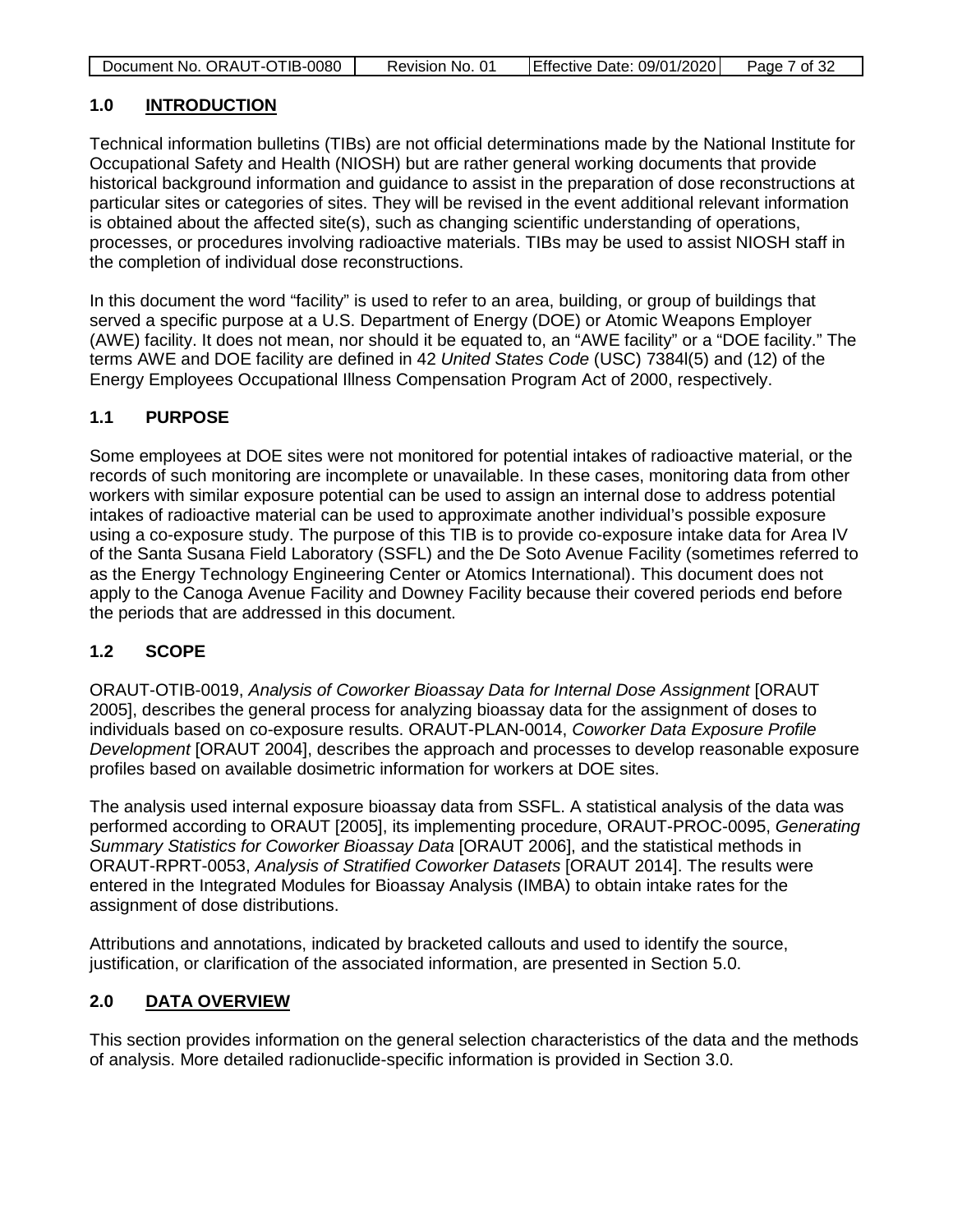## 1.0 INTRODUCTION

Technical information bulletins (TIBs) are not official determinations made by the National Institute for Occupational Safety and Health (NIOSH) but are rather general working documents that provide historical background information and guidance to assist in the preparation of dose reconstructions at particular sites or categories of sites. They will be revised in the event additional relevant information is obtained about the affected site(s), such as changing scientific understanding of operations, processes, or procedures involving radioactive materials. TIBs may be used to assist NIOSH staff in the completion of individual dose reconstructions.

In this document the word "facility" is used to refer to an area, building, or group of buildings that served a specific purpose at a U.S. Department of Energy (DOE) or Atomic Weapons Employer (AWE) facility. It does not mean, nor should it be equated to, an "AWE facility" or a "DOE facility." The terms AWE and DOE facility are defined in 42 *United States Code* (USC) 7384l(5) and (12) of the Energy Employees Occupational Illness Compensation Program Act of 2000, respectively.

### 1.1 PURPOSE

Some employees at DOE sites were not monitored for potential intakes of radioactive material, or the records of such monitoring are incomplete or unavailable. In these cases, monitoring data from other workers with similar exposure potential can be used to assign an internal dose to address potential intakes of radioactive material can be used to approximate another individual's possible exposure using a co-exposure study. The purpose of this TIB is to provide co-exposure intake data for Area IV of the Santa Susana Field Laboratory (SSFL) and the De Soto Avenue Facility (sometimes referred to as the Energy Technology Engineering Center or Atomics International). This document does not apply to the Canoga Avenue Facility and Downey Facility because their covered periods end before the periods that are addressed in this document.

### 1.2 SCOPE

ORAUT-OTIB-0019, *Analysis of Coworker Bioassay Data for Internal Dose Assignment* [ORAUT 2005], describes the general process for analyzing bioassay data for the assignment of doses to individuals based on co-exposure results. ORAUT-PLAN-0014, *Coworker Data Exposure Profile Development* [ORAUT 2004], describes the approach and processes to develop reasonable exposure profiles based on available dosimetric information for workers at DOE sites.

The analysis used internal exposure bioassay data from SSFL. A statistical analysis of the data was performed according to ORAUT [2005], its implementing procedure, ORAUT-PROC-0095, *Generating Summary Statistics for Coworker Bioassay Data* [ORAUT 2006], and the statistical methods in ORAUT-RPRT-0053, *Analysis of Stratified Coworker Datasets* [ORAUT 2014]. The results were entered in the Integrated Modules for Bioassay Analysis (IMBA) to obtain intake rates for the assignment of dose distributions.

Attributions and annotations, indicated by bracketed callouts and used to identify the source, justification, or clarification of the associated information, are presented in Section 5.0.

## 2.0 DATA OVERVIEW

This section provides information on the general selection characteristics of the data and the methods of analysis. More detailed radionuclide-specific information is provided in Section 3.0.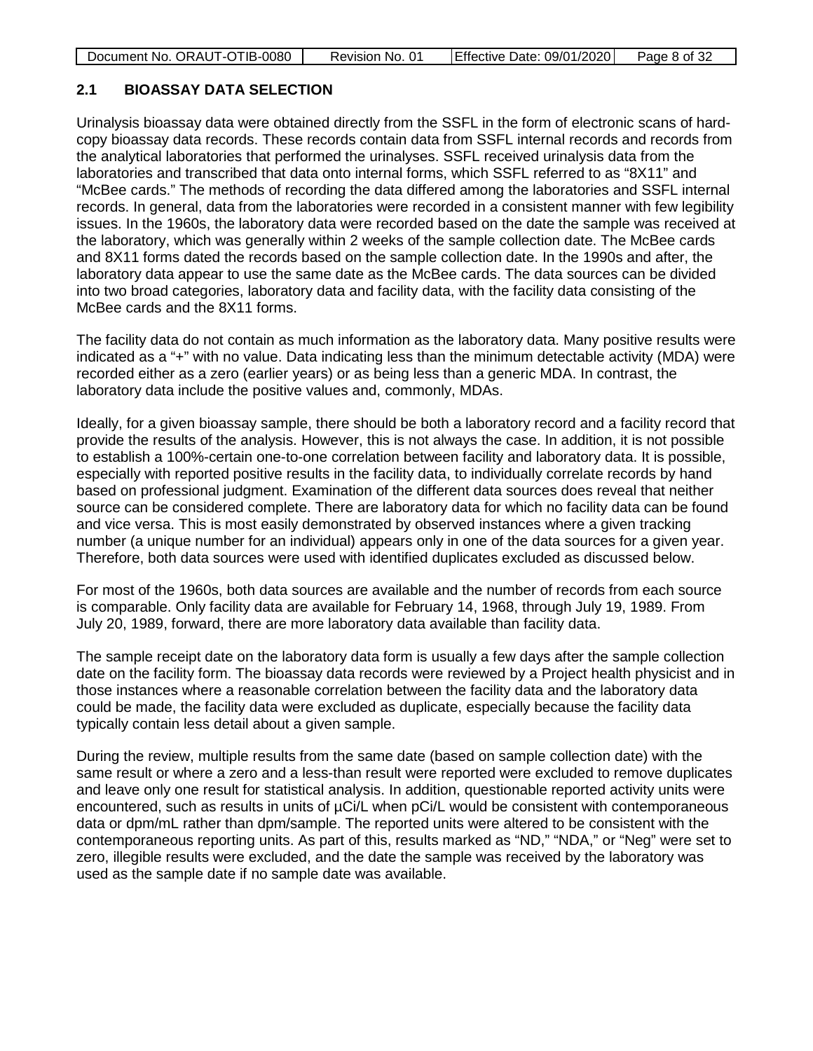## 2.1 BIOASSAY DATA SELECTION

Urinalysis bioassay data were obtained directly from the SSFL in the form of electronic scans of hard-copy bioassay data records. These records contain data from SSFL internal records and records from the analytical laboratories that performed the urinalyses. SSFL received urinalysis data from the laboratories and transcribed that data onto internal forms, which SSFL referred to as "8X11" and "McBee cards." The methods of recording the data differed among the laboratories and SSFL internal records. In general, data from the laboratories were recorded in a consistent manner with few legibility issues. In the 1960s, the laboratory data were recorded based on the date the sample was received at the laboratory, which was generally within 2 weeks of the sample collection date. The McBee cards and 8X11 forms dated the records based on the sample collection date. In the 1990s and after, the laboratory data appear to use the same date as the McBee cards. The data sources can be divided into two broad categories, laboratory data and facility data, with the facility data consisting of the McBee cards and the 8X11 forms.

The facility data do not contain as much information as the laboratory data. Many positive results were indicated as a "+" with no value. Data indicating less than the minimum detectable activity (MDA) were recorded either as a zero (earlier years) or as being less than a generic MDA. In contrast, the laboratory data include the positive values and, commonly, MDAs.

Ideally, for a given bioassay sample, there should be both a laboratory record and a facility record that provide the results of the analysis. However, this is not always the case. In addition, it is not possible to establish a 100%-certain one-to-one correlation between facility and laboratory data. It is possible, especially with reported positive results in the facility data, to individually correlate records by hand based on professional judgment. Examination of the different data sources does reveal that neither source can be considered complete. There are laboratory data for which no facility data can be found and vice versa. This is most easily demonstrated by observed instances where a given tracking number (a unique number for an individual) appears only in one of the data sources for a given year. Therefore, both data sources were used with identified duplicates excluded as discussed below.

For most of the 1960s, both data sources are available and the number of records from each source is comparable. Only facility data are available for February 14, 1968, through July 19, 1989. From July 20, 1989, forward, there are more laboratory data available than facility data.

The sample receipt date on the laboratory data form is usually a few days after the sample collection date on the facility form. The bioassay data records were reviewed by a Project health physicist and in those instances where a reasonable correlation between the facility data and the laboratory data could be made, the facility data were excluded as duplicate, especially because the facility data typically contain less detail about a given sample.

During the review, multiple results from the same date (based on sample collection date) with the same result or where a zero and a less-than result were reported were excluded to remove duplicates and leave only one result for statistical analysis. In addition, questionable reported activity units were encountered, such as results in units of µCi/L when pCi/L would be consistent with contemporaneous data or dpm/mL rather than dpm/sample. The reported units were altered to be consistent with the contemporaneous reporting units. As part of this, results marked as "ND," "NDA," or "Neg" were set to zero, illegible results were excluded, and the date the sample was received by the laboratory was used as the sample date if no sample date was available.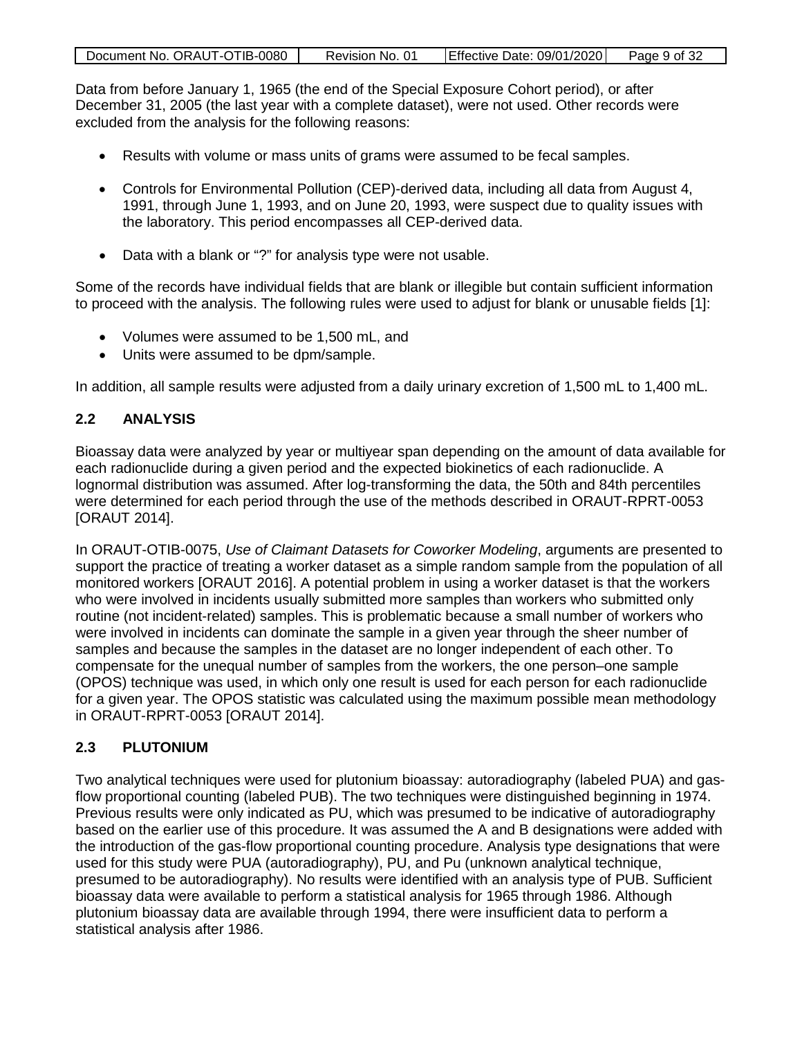Data from before January 1, 1965 (the end of the Special Exposure Cohort period), or after December 31, 2005 (the last year with a complete dataset), were not used. Other records were excluded from the analysis for the following reasons:

- Results with volume or mass units of grams were assumed to be fecal samples.
- Controls for Environmental Pollution (CEP)-derived data, including all data from August 4, 1991, through June 1, 1993, and on June 20, 1993, were suspect due to quality issues with the laboratory. This period encompasses all CEP-derived data.
- Data with a blank or "?" for analysis type were not usable.

Some of the records have individual fields that are blank or illegible but contain sufficient information to proceed with the analysis. The following rules were used to adjust for blank or unusable fields [1]:

- Volumes were assumed to be 1,500 mL, and
- Units were assumed to be dpm/sample.

In addition, all sample results were adjusted from a daily urinary excretion of 1,500 mL to 1,400 mL.

## 2.2 ANALYSIS

Bioassay data were analyzed by year or multiyear span depending on the amount of data available for each radionuclide during a given period and the expected biokinetics of each radionuclide. A lognormal distribution was assumed. After log-transforming the data, the 50th and 84th percentiles were determined for each period through the use of the methods described in ORAUT-RPRT-0053 [ORAUT 2014].

In ORAUT-OTIB-0075, *Use of Claimant Datasets for Coworker Modeling*, arguments are presented to support the practice of treating a worker dataset as a simple random sample from the population of all monitored workers [ORAUT 2016]. A potential problem in using a worker dataset is that the workers who were involved in incidents usually submitted more samples than workers who submitted only routine (not incident-related) samples. This is problematic because a small number of workers who were involved in incidents can dominate the sample in a given year through the sheer number of samples and because the samples in the dataset are no longer independent of each other. To compensate for the unequal number of samples from the workers, the one person–one sample (OPOS) technique was used, in which only one result is used for each person for each radionuclide for a given year. The OPOS statistic was calculated using the maximum possible mean methodology in ORAUT-RPRT-0053 [ORAUT 2014].

## 2.3 PLUTONIUM

Two analytical techniques were used for plutonium bioassay: autoradiography (labeled PUA) and gas-flow proportional counting (labeled PUB). The two techniques were distinguished beginning in 1974. Previous results were only indicated as PU, which was presumed to be indicative of autoradiography based on the earlier use of this procedure. It was assumed the A and B designations were added with the introduction of the gas-flow proportional counting procedure. Analysis type designations that were used for this study were PUA (autoradiography), PU, and Pu (unknown analytical technique, presumed to be autoradiography). No results were identified with an analysis type of PUB. Sufficient bioassay data were available to perform a statistical analysis for 1965 through 1986. Although plutonium bioassay data are available through 1994, there were insufficient data to perform a statistical analysis after 1986.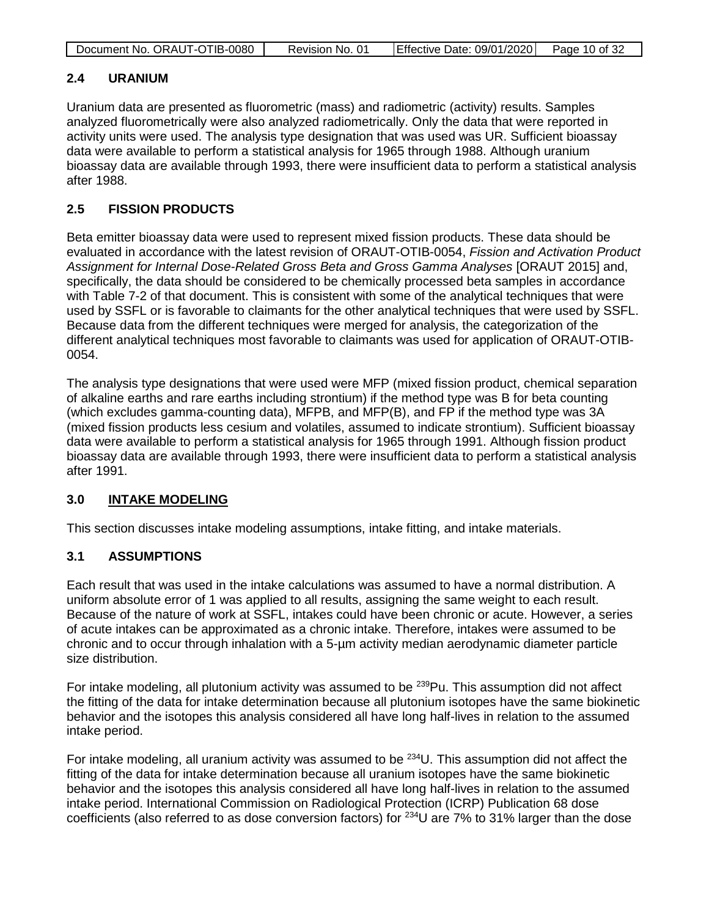## 2.4 URANIUM

Uranium data are presented as fluorometric (mass) and radiometric (activity) results. Samples analyzed fluorometrically were also analyzed radiometrically. Only the data that were reported in activity units were used. The analysis type designation that was used was UR. Sufficient bioassay data were available to perform a statistical analysis for 1965 through 1988. Although uranium bioassay data are available through 1993, there were insufficient data to perform a statistical analysis after 1988.

## 2.5 FISSION PRODUCTS

Beta emitter bioassay data were used to represent mixed fission products. These data should be evaluated in accordance with the latest revision of ORAUT-OTIB-0054, *Fission and Activation Product Assignment for Internal Dose-Related Gross Beta and Gross Gamma Analyses* [ORAUT 2015] and, specifically, the data should be considered to be chemically processed beta samples in accordance with Table 7-2 of that document. This is consistent with some of the analytical techniques that were used by SSFL or is favorable to claimants for the other analytical techniques that were used by SSFL. Because data from the different techniques were merged for analysis, the categorization of the different analytical techniques most favorable to claimants was used for application of ORAUT-OTIB-0054.

The analysis type designations that were used were MFP (mixed fission product, chemical separation of alkaline earths and rare earths including strontium) if the method type was B for beta counting (which excludes gamma-counting data), MFPB, and MFP(B), and FP if the method type was 3A (mixed fission products less cesium and volatiles, assumed to indicate strontium). Sufficient bioassay data were available to perform a statistical analysis for 1965 through 1991. Although fission product bioassay data are available through 1993, there were insufficient data to perform a statistical analysis after 1991.

# 3.0 INTAKE MODELING

This section discusses intake modeling assumptions, intake fitting, and intake materials.

## 3.1 ASSUMPTIONS

Each result that was used in the intake calculations was assumed to have a normal distribution. A uniform absolute error of 1 was applied to all results, assigning the same weight to each result. Because of the nature of work at SSFL, intakes could have been chronic or acute. However, a series of acute intakes can be approximated as a chronic intake. Therefore, intakes were assumed to be chronic and to occur through inhalation with a 5-μm activity median aerodynamic diameter particle size distribution.

For intake modeling, all plutonium activity was assumed to be $^{239}$Pu. This assumption did not affect the fitting of the data for intake determination because all plutonium isotopes have the same biokinetic behavior and the isotopes this analysis considered all have long half-lives in relation to the assumed intake period.

For intake modeling, all uranium activity was assumed to be $^{234}$U. This assumption did not affect the fitting of the data for intake determination because all uranium isotopes have the same biokinetic behavior and the isotopes this analysis considered all have long half-lives in relation to the assumed intake period. International Commission on Radiological Protection (ICRP) Publication 68 dose coefficients (also referred to as dose conversion factors) for $^{234}$U are 7% to 31% larger than the dose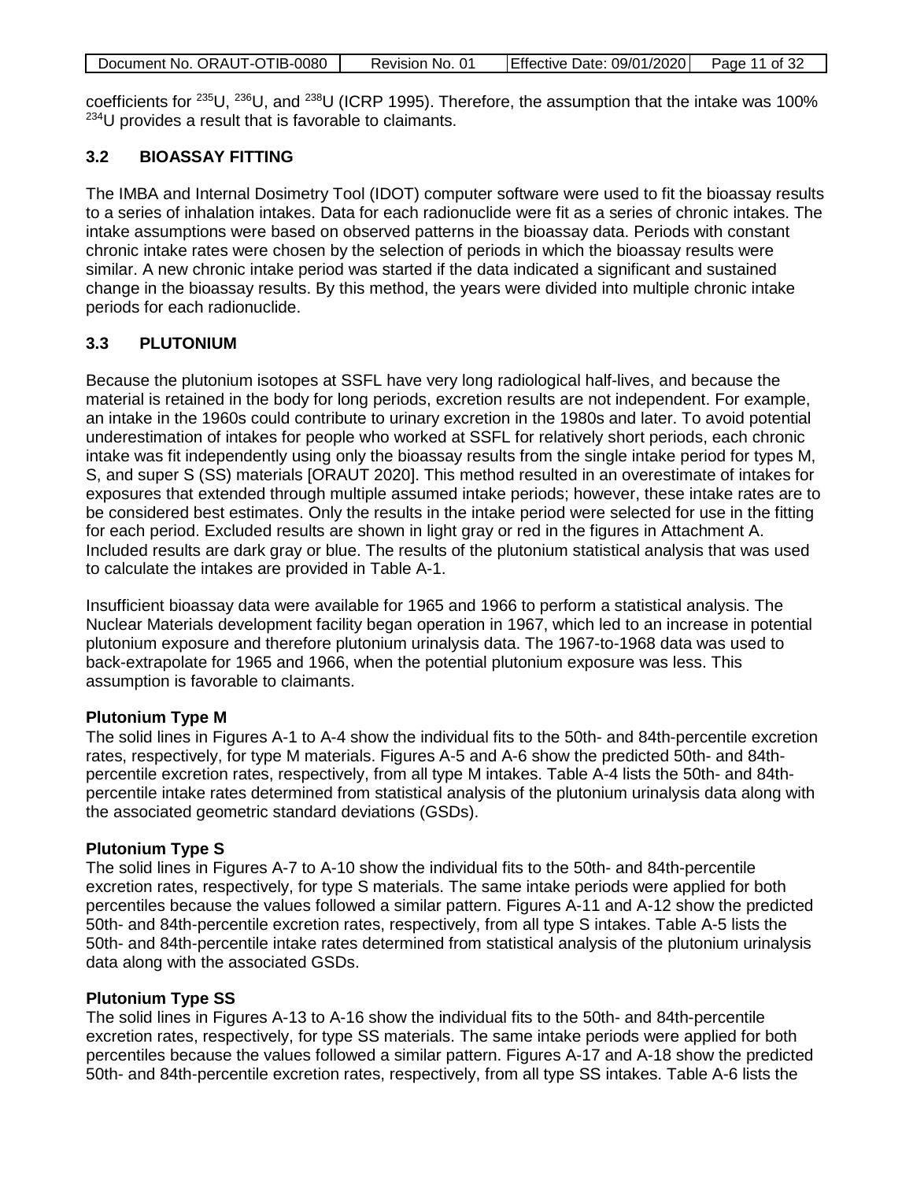coefficients for $^{235}U$, $^{236}U$, and $^{238}U$ (ICRP 1995). Therefore, the assumption that the intake was 100% $^{234}U$ provides a result that is favorable to claimants.

## 3.2 BIOASSAY FITTING

The IMBA and Internal Dosimetry Tool (IDOT) computer software were used to fit the bioassay results to a series of inhalation intakes. Data for each radionuclide were fit as a series of chronic intakes. The intake assumptions were based on observed patterns in the bioassay data. Periods with constant chronic intake rates were chosen by the selection of periods in which the bioassay results were similar. A new chronic intake period was started if the data indicated a significant and sustained change in the bioassay results. By this method, the years were divided into multiple chronic intake periods for each radionuclide.

## 3.3 PLUTONIUM

Because the plutonium isotopes at SSFL have very long radiological half-lives, and because the material is retained in the body for long periods, excretion results are not independent. For example, an intake in the 1960s could contribute to urinary excretion in the 1980s and later. To avoid potential underestimation of intakes for people who worked at SSFL for relatively short periods, each chronic intake was fit independently using only the bioassay results from the single intake period for types M, S, and super S (SS) materials [ORAUT 2020]. This method resulted in an overestimate of intakes for exposures that extended through multiple assumed intake periods; however, these intake rates are to be considered best estimates. Only the results in the intake period were selected for use in the fitting for each period. Excluded results are shown in light gray or red in the figures in Attachment A. Included results are dark gray or blue. The results of the plutonium statistical analysis that was used to calculate the intakes are provided in Table A-1.

Insufficient bioassay data were available for 1965 and 1966 to perform a statistical analysis. The Nuclear Materials development facility began operation in 1967, which led to an increase in potential plutonium exposure and therefore plutonium urinalysis data. The 1967-to-1968 data was used to back-extrapolate for 1965 and 1966, when the potential plutonium exposure was less. This assumption is favorable to claimants.

**Plutonium Type M**

The solid lines in Figures A-1 to A-4 show the individual fits to the 50th- and 84th-percentile excretion rates, respectively, for type M materials. Figures A-5 and A-6 show the predicted 50th- and 84th-percentile excretion rates, respectively, from all type M intakes. Table A-4 lists the 50th- and 84th-percentile intake rates determined from statistical analysis of the plutonium urinalysis data along with the associated geometric standard deviations (GSDs).

**Plutonium Type S**

The solid lines in Figures A-7 to A-10 show the individual fits to the 50th- and 84th-percentile excretion rates, respectively, for type S materials. The same intake periods were applied for both percentiles because the values followed a similar pattern. Figures A-11 and A-12 show the predicted 50th- and 84th-percentile excretion rates, respectively, from all type S intakes. Table A-5 lists the 50th- and 84th-percentile intake rates determined from statistical analysis of the plutonium urinalysis data along with the associated GSDs.

**Plutonium Type SS**

The solid lines in Figures A-13 to A-16 show the individual fits to the 50th- and 84th-percentile excretion rates, respectively, for type SS materials. The same intake periods were applied for both percentiles because the values followed a similar pattern. Figures A-17 and A-18 show the predicted 50th- and 84th-percentile excretion rates, respectively, from all type SS intakes. Table A-6 lists the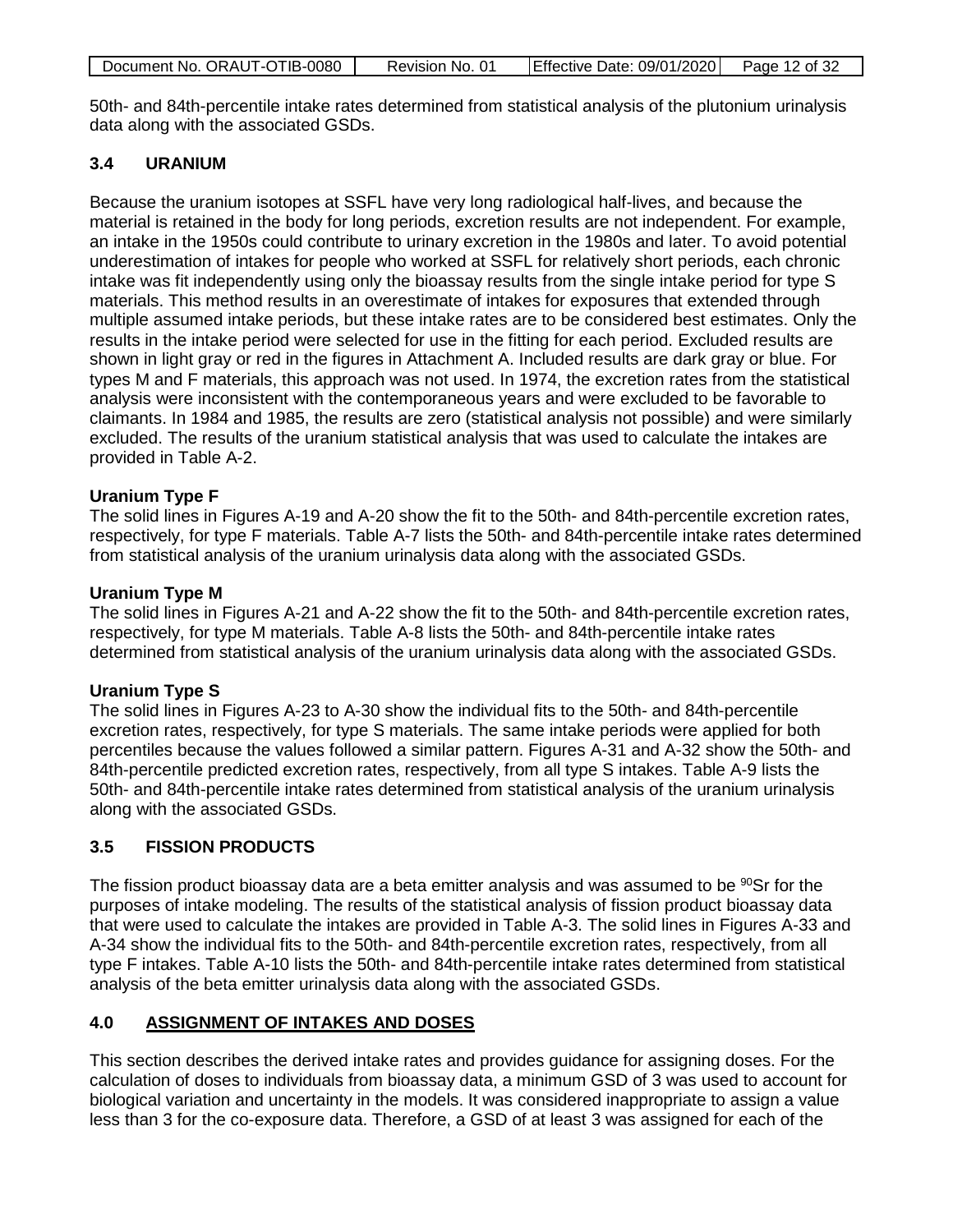50th- and 84th-percentile intake rates determined from statistical analysis of the plutonium urinalysis data along with the associated GSDs.

## 3.4 URANIUM

Because the uranium isotopes at SSFL have very long radiological half-lives, and because the material is retained in the body for long periods, excretion results are not independent. For example, an intake in the 1950s could contribute to urinary excretion in the 1980s and later. To avoid potential underestimation of intakes for people who worked at SSFL for relatively short periods, each chronic intake was fit independently using only the bioassay results from the single intake period for type S materials. This method results in an overestimate of intakes for exposures that extended through multiple assumed intake periods, but these intake rates are to be considered best estimates. Only the results in the intake period were selected for use in the fitting for each period. Excluded results are shown in light gray or red in the figures in Attachment A. Included results are dark gray or blue. For types M and F materials, this approach was not used. In 1974, the excretion rates from the statistical analysis were inconsistent with the contemporaneous years and were excluded to be favorable to claimants. In 1984 and 1985, the results are zero (statistical analysis not possible) and were similarly excluded. The results of the uranium statistical analysis that was used to calculate the intakes are provided in Table A-2.

**Uranium Type F**
The solid lines in Figures A-19 and A-20 show the fit to the 50th- and 84th-percentile excretion rates, respectively, for type F materials. Table A-7 lists the 50th- and 84th-percentile intake rates determined from statistical analysis of the uranium urinalysis data along with the associated GSDs.

**Uranium Type M**
The solid lines in Figures A-21 and A-22 show the fit to the 50th- and 84th-percentile excretion rates, respectively, for type M materials. Table A-8 lists the 50th- and 84th-percentile intake rates determined from statistical analysis of the uranium urinalysis data along with the associated GSDs.

**Uranium Type S**
The solid lines in Figures A-23 to A-30 show the individual fits to the 50th- and 84th-percentile excretion rates, respectively, for type S materials. The same intake periods were applied for both percentiles because the values followed a similar pattern. Figures A-31 and A-32 show the 50th- and 84th-percentile predicted excretion rates, respectively, from all type S intakes. Table A-9 lists the 50th- and 84th-percentile intake rates determined from statistical analysis of the uranium urinalysis along with the associated GSDs.

## 3.5 FISSION PRODUCTS

The fission product bioassay data are a beta emitter analysis and was assumed to be $^{90}$Sr for the purposes of intake modeling. The results of the statistical analysis of fission product bioassay data that were used to calculate the intakes are provided in Table A-3. The solid lines in Figures A-33 and A-34 show the individual fits to the 50th- and 84th-percentile excretion rates, respectively, from all type F intakes. Table A-10 lists the 50th- and 84th-percentile intake rates determined from statistical analysis of the beta emitter urinalysis data along with the associated GSDs.

# 4.0 ASSIGNMENT OF INTAKES AND DOSES

This section describes the derived intake rates and provides guidance for assigning doses. For the calculation of doses to individuals from bioassay data, a minimum GSD of 3 was used to account for biological variation and uncertainty in the models. It was considered inappropriate to assign a value less than 3 for the co-exposure data. Therefore, a GSD of at least 3 was assigned for each of the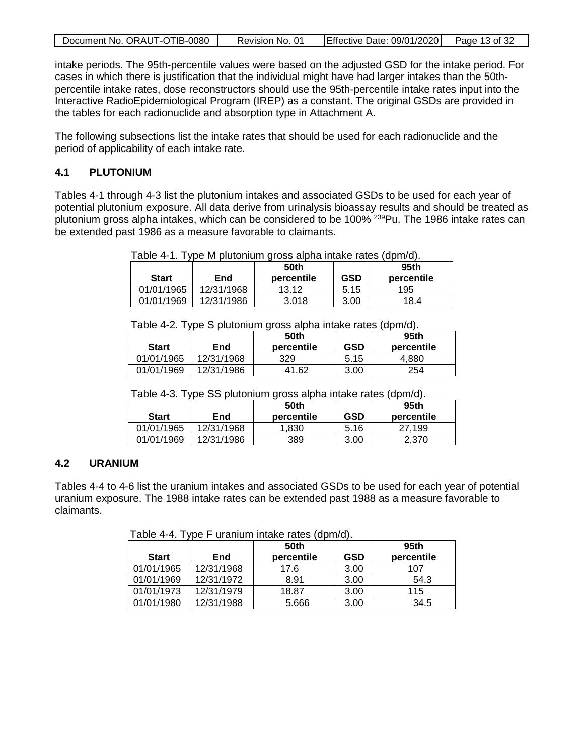intake periods. The 95th-percentile values were based on the adjusted GSD for the intake period. For cases in which there is justification that the individual might have had larger intakes than the 50th-percentile intake rates, dose reconstructors should use the 95th-percentile intake rates input into the Interactive RadioEpidemiological Program (IREP) as a constant. The original GSDs are provided in the tables for each radionuclide and absorption type in Attachment A.

The following subsections list the intake rates that should be used for each radionuclide and the period of applicability of each intake rate.

## 4.1 PLUTONIUM

Tables 4-1 through 4-3 list the plutonium intakes and associated GSDs to be used for each year of potential plutonium exposure. All data derive from urinalysis bioassay results and should be treated as plutonium gross alpha intakes, which can be considered to be 100% $^{239}$Pu. The 1986 intake rates can be extended past 1986 as a measure favorable to claimants.

Table 4-1. Type M plutonium gross alpha intake rates (dpm/d).

| Start | End | 50th percentile | GSD | 95th percentile |
|---|---|---|---|---|
| 01/01/1965 | 12/31/1968 | 13.12 | 5.15 | 195 |
| 01/01/1969 | 12/31/1986 | 3.018 | 3.00 | 18.4 |

Table 4-2. Type S plutonium gross alpha intake rates (dpm/d).

| Start | End | 50th percentile | GSD | 95th percentile |
|---|---|---|---|---|
| 01/01/1965 | 12/31/1968 | 329 | 5.15 | 4,880 |
| 01/01/1969 | 12/31/1986 | 41.62 | 3.00 | 254 |

Table 4-3. Type SS plutonium gross alpha intake rates (dpm/d).

| Start | End | 50th percentile | GSD | 95th percentile |
|---|---|---|---|---|
| 01/01/1965 | 12/31/1968 | 1,830 | 5.16 | 27,199 |
| 01/01/1969 | 12/31/1986 | 389 | 3.00 | 2,370 |

## 4.2 URANIUM

Tables 4-4 to 4-6 list the uranium intakes and associated GSDs to be used for each year of potential uranium exposure. The 1988 intake rates can be extended past 1988 as a measure favorable to claimants.

Table 4-4. Type F uranium intake rates (dpm/d).

| Start | End | 50th percentile | GSD | 95th percentile |
|---|---|---|---|---|
| 01/01/1965 | 12/31/1968 | 17.6 | 3.00 | 107 |
| 01/01/1969 | 12/31/1972 | 8.91 | 3.00 | 54.3 |
| 01/01/1973 | 12/31/1979 | 18.87 | 3.00 | 115 |
| 01/01/1980 | 12/31/1988 | 5.666 | 3.00 | 34.5 |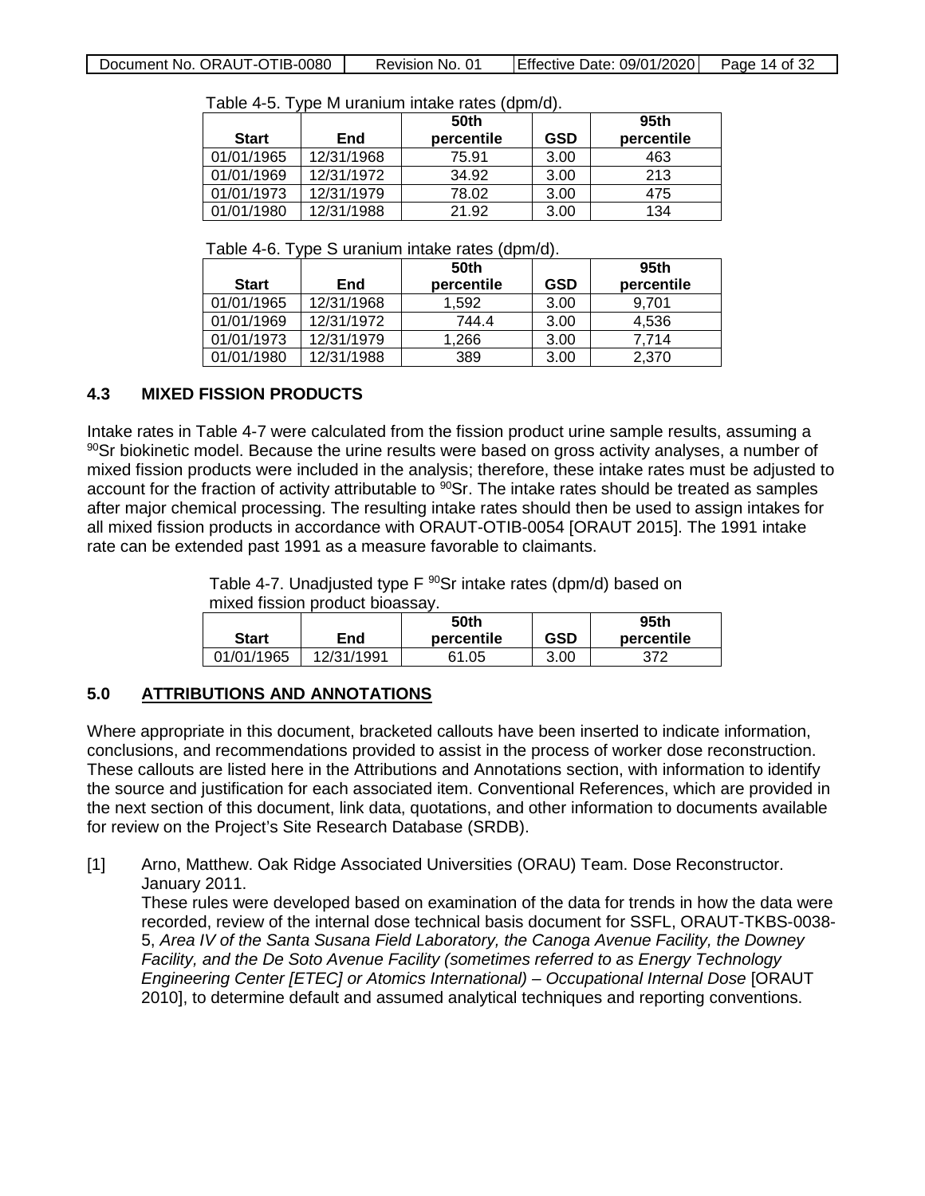Table 4-5. Type M uranium intake rates (dpm/d).

| Start | End | 50th percentile | GSD | 95th percentile |
|---|---|---|---|---|
| 01/01/1965 | 12/31/1968 | 75.91 | 3.00 | 463 |
| 01/01/1969 | 12/31/1972 | 34.92 | 3.00 | 213 |
| 01/01/1973 | 12/31/1979 | 78.02 | 3.00 | 475 |
| 01/01/1980 | 12/31/1988 | 21.92 | 3.00 | 134 |

Table 4-6. Type S uranium intake rates (dpm/d).

| Start | End | 50th percentile | GSD | 95th percentile |
|---|---|---|---|---|
| 01/01/1965 | 12/31/1968 | 1,592 | 3.00 | 9,701 |
| 01/01/1969 | 12/31/1972 | 744.4 | 3.00 | 4,536 |
| 01/01/1973 | 12/31/1979 | 1,266 | 3.00 | 7,714 |
| 01/01/1980 | 12/31/1988 | 389 | 3.00 | 2,370 |

## 4.3 MIXED FISSION PRODUCTS

Intake rates in Table 4-7 were calculated from the fission product urine sample results, assuming a $^{90}$Sr biokinetic model. Because the urine results were based on gross activity analyses, a number of mixed fission products were included in the analysis; therefore, these intake rates must be adjusted to account for the fraction of activity attributable to $^{90}$Sr. The intake rates should be treated as samples after major chemical processing. The resulting intake rates should then be used to assign intakes for all mixed fission products in accordance with ORAUT-OTIB-0054 [ORAUT 2015]. The 1991 intake rate can be extended past 1991 as a measure favorable to claimants.

Table 4-7. Unadjusted type F $^{90}$Sr intake rates (dpm/d) based on mixed fission product bioassay.

| Start | End | 50th percentile | GSD | 95th percentile |
|---|---|---|---|---|
| 01/01/1965 | 12/31/1991 | 61.05 | 3.00 | 372 |

## 5.0 ATTRIBUTIONS AND ANNOTATIONS

Where appropriate in this document, bracketed callouts have been inserted to indicate information, conclusions, and recommendations provided to assist in the process of worker dose reconstruction. These callouts are listed here in the Attributions and Annotations section, with information to identify the source and justification for each associated item. Conventional References, which are provided in the next section of this document, link data, quotations, and other information to documents available for review on the Project's Site Research Database (SRDB).

[1] Arno, Matthew. Oak Ridge Associated Universities (ORAU) Team. Dose Reconstructor. January 2011.
These rules were developed based on examination of the data for trends in how the data were recorded, review of the internal dose technical basis document for SSFL, ORAUT-TKBS-0038-5, *Area IV of the Santa Susana Field Laboratory, the Canoga Avenue Facility, the Downey Facility, and the De Soto Avenue Facility (sometimes referred to as Energy Technology Engineering Center [ETEC] or Atomics International) – Occupational Internal Dose* [ORAUT 2010], to determine default and assumed analytical techniques and reporting conventions.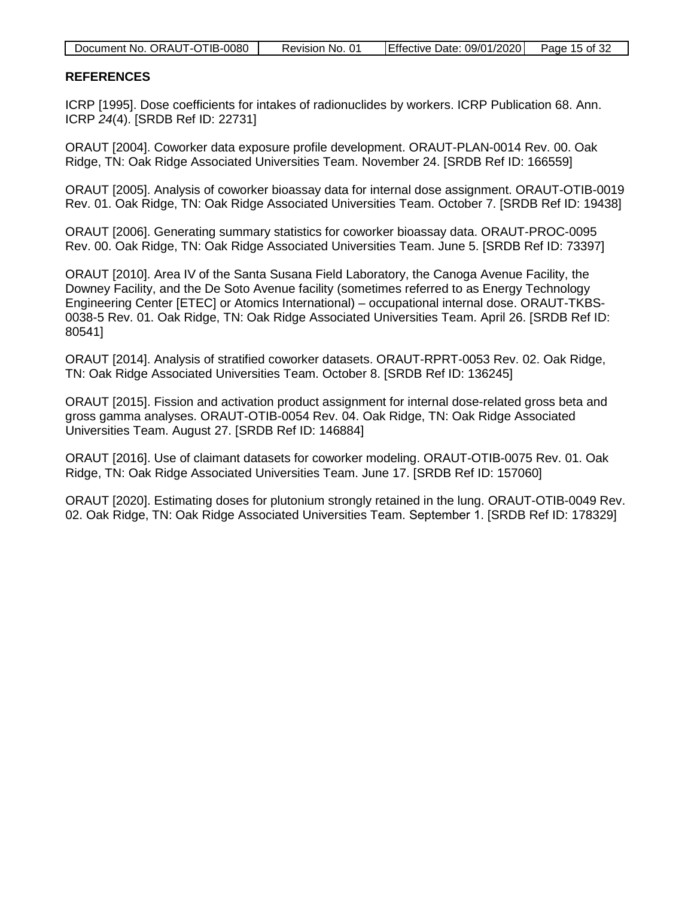## REFERENCES

ICRP [1995]. Dose coefficients for intakes of radionuclides by workers. ICRP Publication 68. Ann. ICRP *24*(4). [SRDB Ref ID: 22731]

ORAUT [2004]. Coworker data exposure profile development. ORAUT-PLAN-0014 Rev. 00. Oak Ridge, TN: Oak Ridge Associated Universities Team. November 24. [SRDB Ref ID: 166559]

ORAUT [2005]. Analysis of coworker bioassay data for internal dose assignment. ORAUT-OTIB-0019 Rev. 01. Oak Ridge, TN: Oak Ridge Associated Universities Team. October 7. [SRDB Ref ID: 19438]

ORAUT [2006]. Generating summary statistics for coworker bioassay data. ORAUT-PROC-0095 Rev. 00. Oak Ridge, TN: Oak Ridge Associated Universities Team. June 5. [SRDB Ref ID: 73397]

ORAUT [2010]. Area IV of the Santa Susana Field Laboratory, the Canoga Avenue Facility, the Downey Facility, and the De Soto Avenue facility (sometimes referred to as Energy Technology Engineering Center [ETEC] or Atomics International) – occupational internal dose. ORAUT-TKBS-0038-5 Rev. 01. Oak Ridge, TN: Oak Ridge Associated Universities Team. April 26. [SRDB Ref ID: 80541]

ORAUT [2014]. Analysis of stratified coworker datasets. ORAUT-RPRT-0053 Rev. 02. Oak Ridge, TN: Oak Ridge Associated Universities Team. October 8. [SRDB Ref ID: 136245]

ORAUT [2015]. Fission and activation product assignment for internal dose-related gross beta and gross gamma analyses. ORAUT-OTIB-0054 Rev. 04. Oak Ridge, TN: Oak Ridge Associated Universities Team. August 27. [SRDB Ref ID: 146884]

ORAUT [2016]. Use of claimant datasets for coworker modeling. ORAUT-OTIB-0075 Rev. 01. Oak Ridge, TN: Oak Ridge Associated Universities Team. June 17. [SRDB Ref ID: 157060]

ORAUT [2020]. Estimating doses for plutonium strongly retained in the lung. ORAUT-OTIB-0049 Rev. 02. Oak Ridge, TN: Oak Ridge Associated Universities Team. September 1. [SRDB Ref ID: 178329]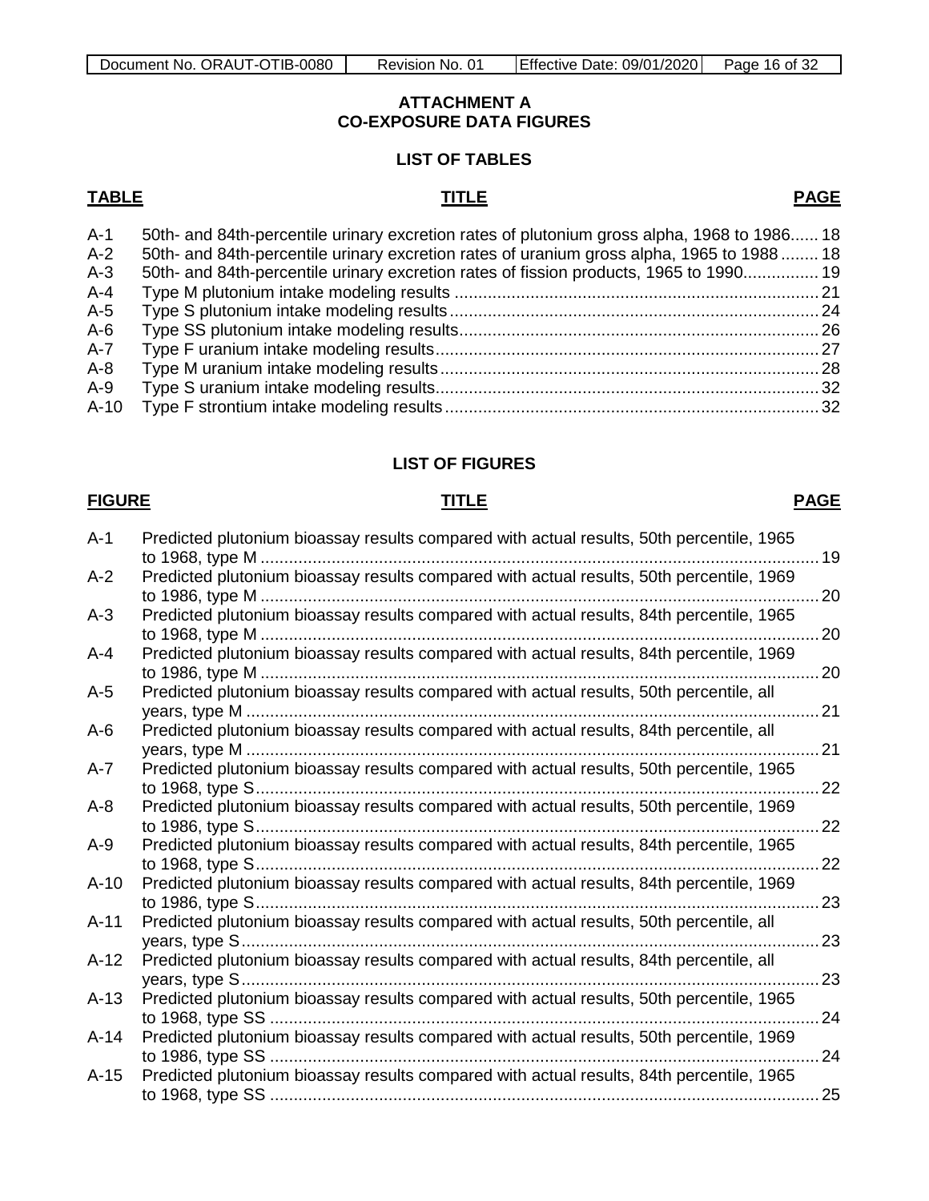## ATTACHMENT A
## CO-EXPOSURE DATA FIGURES

### LIST OF TABLES

| TABLE | TITLE | PAGE |
|---|---|---|
| A-1 | 50th- and 84th-percentile urinary excretion rates of plutonium gross alpha, 1968 to 1986 | 18 |
| A-2 | 50th- and 84th-percentile urinary excretion rates of uranium gross alpha, 1965 to 1988 | 18 |
| A-3 | 50th- and 84th-percentile urinary excretion rates of fission products, 1965 to 1990 | 19 |
| A-4 | Type M plutonium intake modeling results | 21 |
| A-5 | Type S plutonium intake modeling results | 24 |
| A-6 | Type SS plutonium intake modeling results | 26 |
| A-7 | Type F uranium intake modeling results | 27 |
| A-8 | Type M uranium intake modeling results | 28 |
| A-9 | Type S uranium intake modeling results | 32 |
| A-10 | Type F strontium intake modeling results | 32 |

### LIST OF FIGURES

| FIGURE | TITLE | PAGE |
|---|---|---|
| A-1 | Predicted plutonium bioassay results compared with actual results, 50th percentile, 1965 to 1968, type M | 19 |
| A-2 | Predicted plutonium bioassay results compared with actual results, 50th percentile, 1969 to 1986, type M | 20 |
| A-3 | Predicted plutonium bioassay results compared with actual results, 84th percentile, 1965 to 1968, type M | 20 |
| A-4 | Predicted plutonium bioassay results compared with actual results, 84th percentile, 1969 to 1986, type M | 20 |
| A-5 | Predicted plutonium bioassay results compared with actual results, 50th percentile, all years, type M | 21 |
| A-6 | Predicted plutonium bioassay results compared with actual results, 84th percentile, all years, type M | 21 |
| A-7 | Predicted plutonium bioassay results compared with actual results, 50th percentile, 1965 to 1968, type S | 22 |
| A-8 | Predicted plutonium bioassay results compared with actual results, 50th percentile, 1969 to 1986, type S | 22 |
| A-9 | Predicted plutonium bioassay results compared with actual results, 84th percentile, 1965 to 1968, type S | 22 |
| A-10 | Predicted plutonium bioassay results compared with actual results, 84th percentile, 1969 to 1986, type S | 23 |
| A-11 | Predicted plutonium bioassay results compared with actual results, 50th percentile, all years, type S | 23 |
| A-12 | Predicted plutonium bioassay results compared with actual results, 84th percentile, all years, type S | 23 |
| A-13 | Predicted plutonium bioassay results compared with actual results, 50th percentile, 1965 to 1968, type SS | 24 |
| A-14 | Predicted plutonium bioassay results compared with actual results, 50th percentile, 1969 to 1986, type SS | 24 |
| A-15 | Predicted plutonium bioassay results compared with actual results, 84th percentile, 1965 to 1968, type SS | 25 |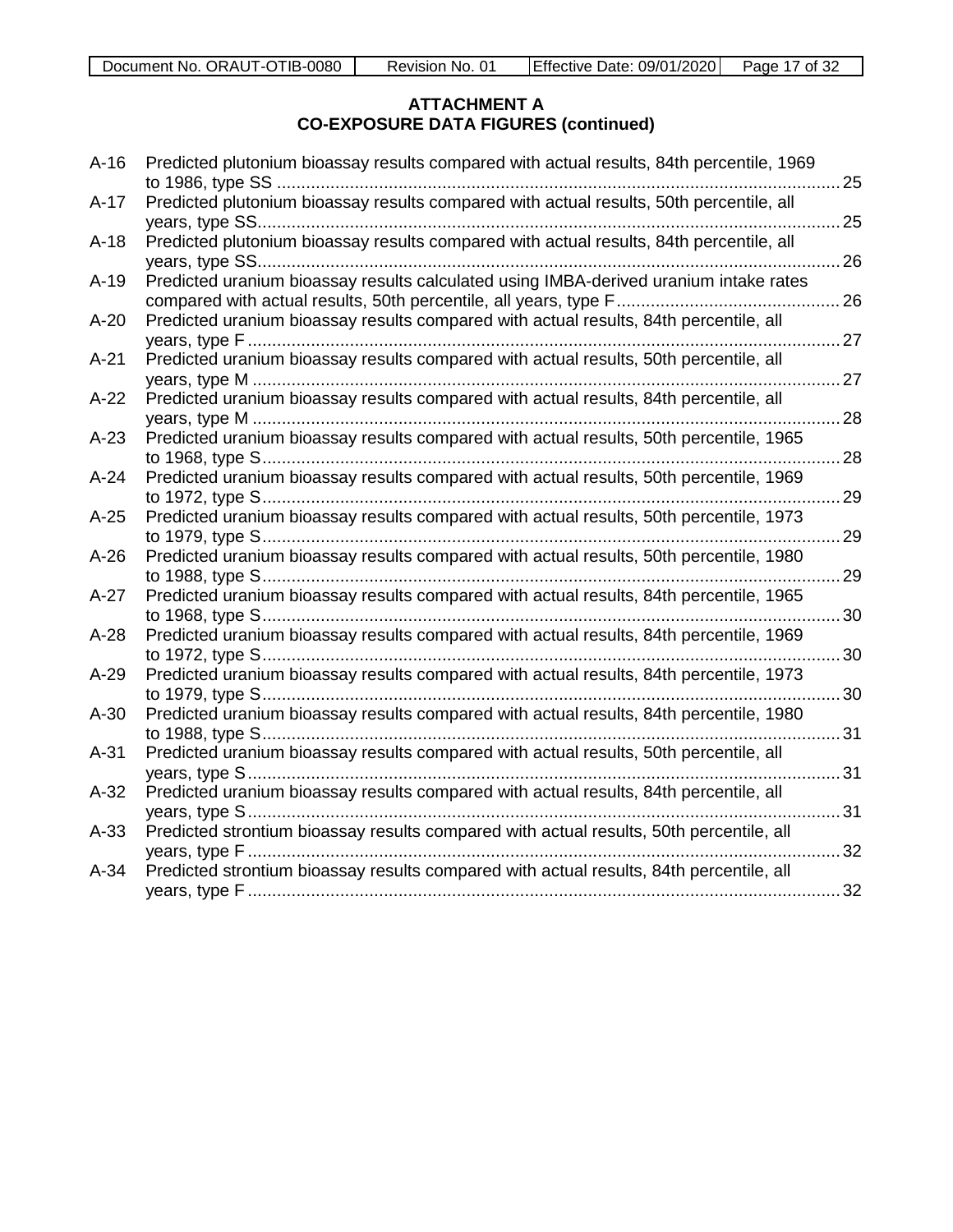**ATTACHMENT A**
**CO-EXPOSURE DATA FIGURES (continued)**

| | | |
|---|---|---|
| A-16 | Predicted plutonium bioassay results compared with actual results, 84th percentile, 1969 to 1986, type SS | 25 |
| A-17 | Predicted plutonium bioassay results compared with actual results, 50th percentile, all years, type SS | 25 |
| A-18 | Predicted plutonium bioassay results compared with actual results, 84th percentile, all years, type SS | 26 |
| A-19 | Predicted uranium bioassay results calculated using IMBA-derived uranium intake rates compared with actual results, 50th percentile, all years, type F | 26 |
| A-20 | Predicted uranium bioassay results compared with actual results, 84th percentile, all years, type F | 27 |
| A-21 | Predicted uranium bioassay results compared with actual results, 50th percentile, all years, type M | 27 |
| A-22 | Predicted uranium bioassay results compared with actual results, 84th percentile, all years, type M | 28 |
| A-23 | Predicted uranium bioassay results compared with actual results, 50th percentile, 1965 to 1968, type S | 28 |
| A-24 | Predicted uranium bioassay results compared with actual results, 50th percentile, 1969 to 1972, type S | 29 |
| A-25 | Predicted uranium bioassay results compared with actual results, 50th percentile, 1973 to 1979, type S | 29 |
| A-26 | Predicted uranium bioassay results compared with actual results, 50th percentile, 1980 to 1988, type S | 29 |
| A-27 | Predicted uranium bioassay results compared with actual results, 84th percentile, 1965 to 1968, type S | 30 |
| A-28 | Predicted uranium bioassay results compared with actual results, 84th percentile, 1969 to 1972, type S | 30 |
| A-29 | Predicted uranium bioassay results compared with actual results, 84th percentile, 1973 to 1979, type S | 30 |
| A-30 | Predicted uranium bioassay results compared with actual results, 84th percentile, 1980 to 1988, type S | 31 |
| A-31 | Predicted uranium bioassay results compared with actual results, 50th percentile, all years, type S | 31 |
| A-32 | Predicted uranium bioassay results compared with actual results, 84th percentile, all years, type S | 31 |
| A-33 | Predicted strontium bioassay results compared with actual results, 50th percentile, all years, type F | 32 |
| A-34 | Predicted strontium bioassay results compared with actual results, 84th percentile, all years, type F | 32 |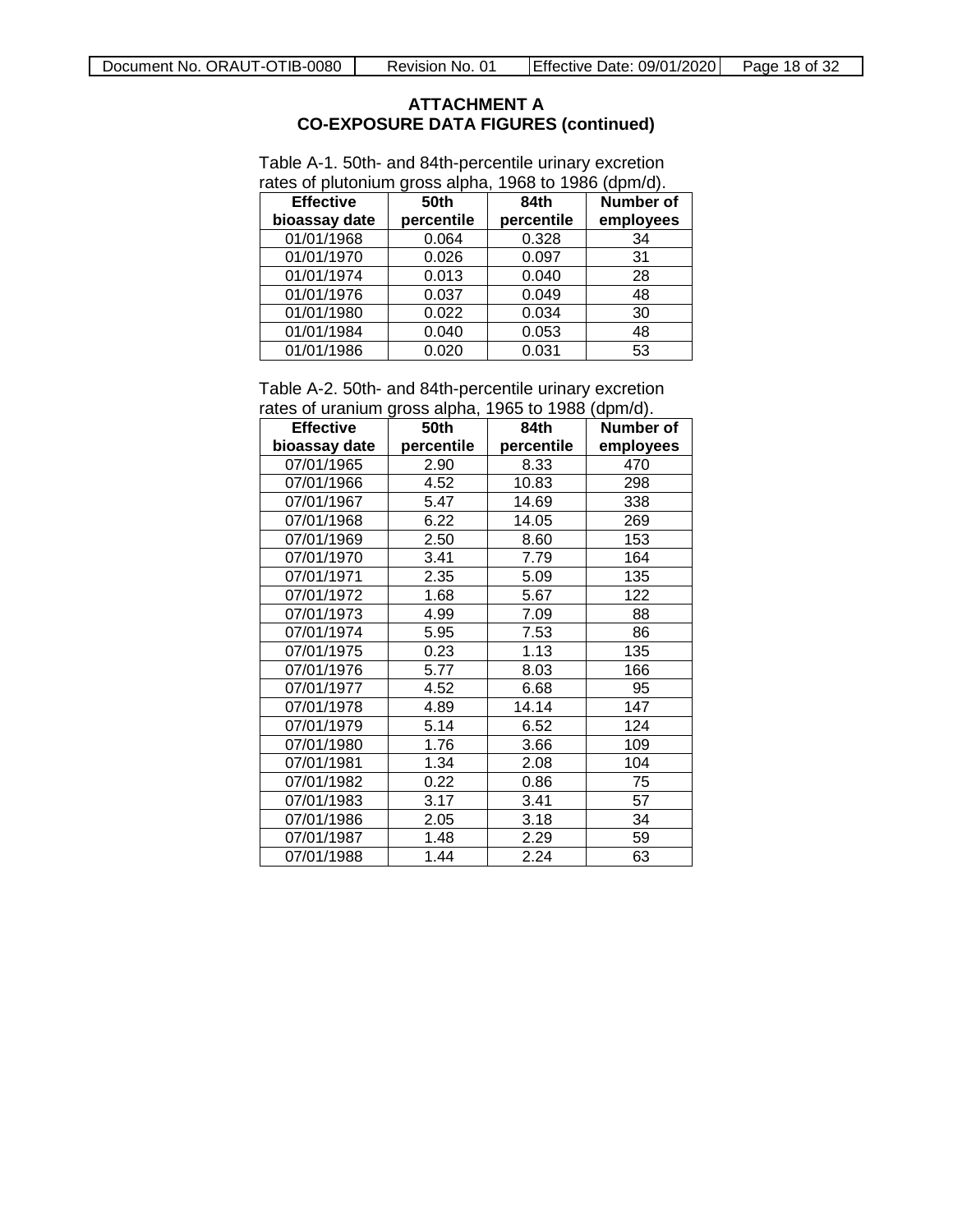## ATTACHMENT A
## CO-EXPOSURE DATA FIGURES (continued)

Table A-1. 50th- and 84th-percentile urinary excretion rates of plutonium gross alpha, 1968 to 1986 (dpm/d).

| Effective bioassay date | 50th percentile | 84th percentile | Number of employees |
|---|---|---|---|
| 01/01/1968 | 0.064 | 0.328 | 34 |
| 01/01/1970 | 0.026 | 0.097 | 31 |
| 01/01/1974 | 0.013 | 0.040 | 28 |
| 01/01/1976 | 0.037 | 0.049 | 48 |
| 01/01/1980 | 0.022 | 0.034 | 30 |
| 01/01/1984 | 0.040 | 0.053 | 48 |
| 01/01/1986 | 0.020 | 0.031 | 53 |

Table A-2. 50th- and 84th-percentile urinary excretion rates of uranium gross alpha, 1965 to 1988 (dpm/d).

| Effective bioassay date | 50th percentile | 84th percentile | Number of employees |
|---|---|---|---|
| 07/01/1965 | 2.90 | 8.33 | 470 |
| 07/01/1966 | 4.52 | 10.83 | 298 |
| 07/01/1967 | 5.47 | 14.69 | 338 |
| 07/01/1968 | 6.22 | 14.05 | 269 |
| 07/01/1969 | 2.50 | 8.60 | 153 |
| 07/01/1970 | 3.41 | 7.79 | 164 |
| 07/01/1971 | 2.35 | 5.09 | 135 |
| 07/01/1972 | 1.68 | 5.67 | 122 |
| 07/01/1973 | 4.99 | 7.09 | 88 |
| 07/01/1974 | 5.95 | 7.53 | 86 |
| 07/01/1975 | 0.23 | 1.13 | 135 |
| 07/01/1976 | 5.77 | 8.03 | 166 |
| 07/01/1977 | 4.52 | 6.68 | 95 |
| 07/01/1978 | 4.89 | 14.14 | 147 |
| 07/01/1979 | 5.14 | 6.52 | 124 |
| 07/01/1980 | 1.76 | 3.66 | 109 |
| 07/01/1981 | 1.34 | 2.08 | 104 |
| 07/01/1982 | 0.22 | 0.86 | 75 |
| 07/01/1983 | 3.17 | 3.41 | 57 |
| 07/01/1986 | 2.05 | 3.18 | 34 |
| 07/01/1987 | 1.48 | 2.29 | 59 |
| 07/01/1988 | 1.44 | 2.24 | 63 |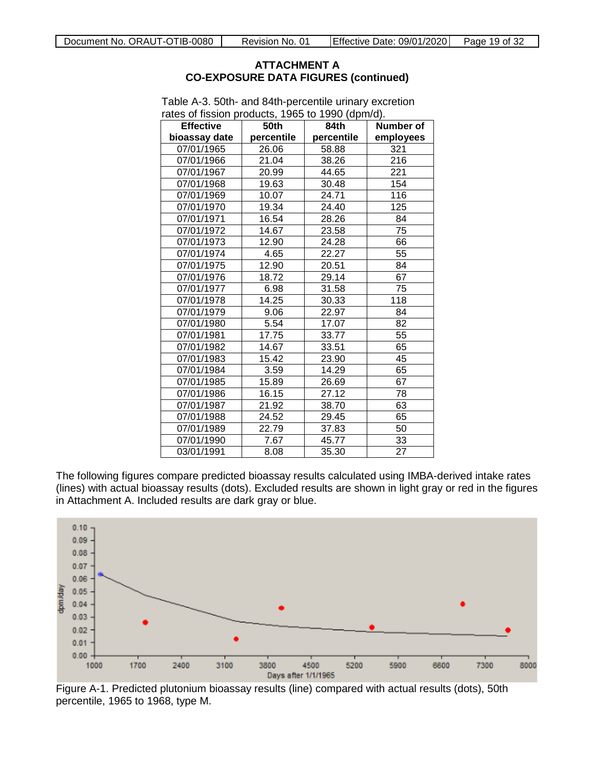## ATTACHMENT A
## CO-EXPOSURE DATA FIGURES (continued)

Table A-3. 50th- and 84th-percentile urinary excretion rates of fission products, 1965 to 1990 (dpm/d).

| Effective bioassay date | 50th percentile | 84th percentile | Number of employees |
|---|---|---|---|
| 07/01/1965 | 26.06 | 58.88 | 321 |
| 07/01/1966 | 21.04 | 38.26 | 216 |
| 07/01/1967 | 20.99 | 44.65 | 221 |
| 07/01/1968 | 19.63 | 30.48 | 154 |
| 07/01/1969 | 10.07 | 24.71 | 116 |
| 07/01/1970 | 19.34 | 24.40 | 125 |
| 07/01/1971 | 16.54 | 28.26 | 84 |
| 07/01/1972 | 14.67 | 23.58 | 75 |
| 07/01/1973 | 12.90 | 24.28 | 66 |
| 07/01/1974 | 4.65 | 22.27 | 55 |
| 07/01/1975 | 12.90 | 20.51 | 84 |
| 07/01/1976 | 18.72 | 29.14 | 67 |
| 07/01/1977 | 6.98 | 31.58 | 75 |
| 07/01/1978 | 14.25 | 30.33 | 118 |
| 07/01/1979 | 9.06 | 22.97 | 84 |
| 07/01/1980 | 5.54 | 17.07 | 82 |
| 07/01/1981 | 17.75 | 33.77 | 55 |
| 07/01/1982 | 14.67 | 33.51 | 65 |
| 07/01/1983 | 15.42 | 23.90 | 45 |
| 07/01/1984 | 3.59 | 14.29 | 65 |
| 07/01/1985 | 15.89 | 26.69 | 67 |
| 07/01/1986 | 16.15 | 27.12 | 78 |
| 07/01/1987 | 21.92 | 38.70 | 63 |
| 07/01/1988 | 24.52 | 29.45 | 65 |
| 07/01/1989 | 22.79 | 37.83 | 50 |
| 07/01/1990 | 7.67 | 45.77 | 33 |
| 03/01/1991 | 8.08 | 35.30 | 27 |

The following figures compare predicted bioassay results calculated using IMBA-derived intake rates (lines) with actual bioassay results (dots). Excluded results are shown in light gray or red in the figures in Attachment A. Included results are dark gray or blue.

Figure A-1. Predicted plutonium bioassay results (line) compared with actual results (dots), 50th percentile, 1965 to 1968, type M.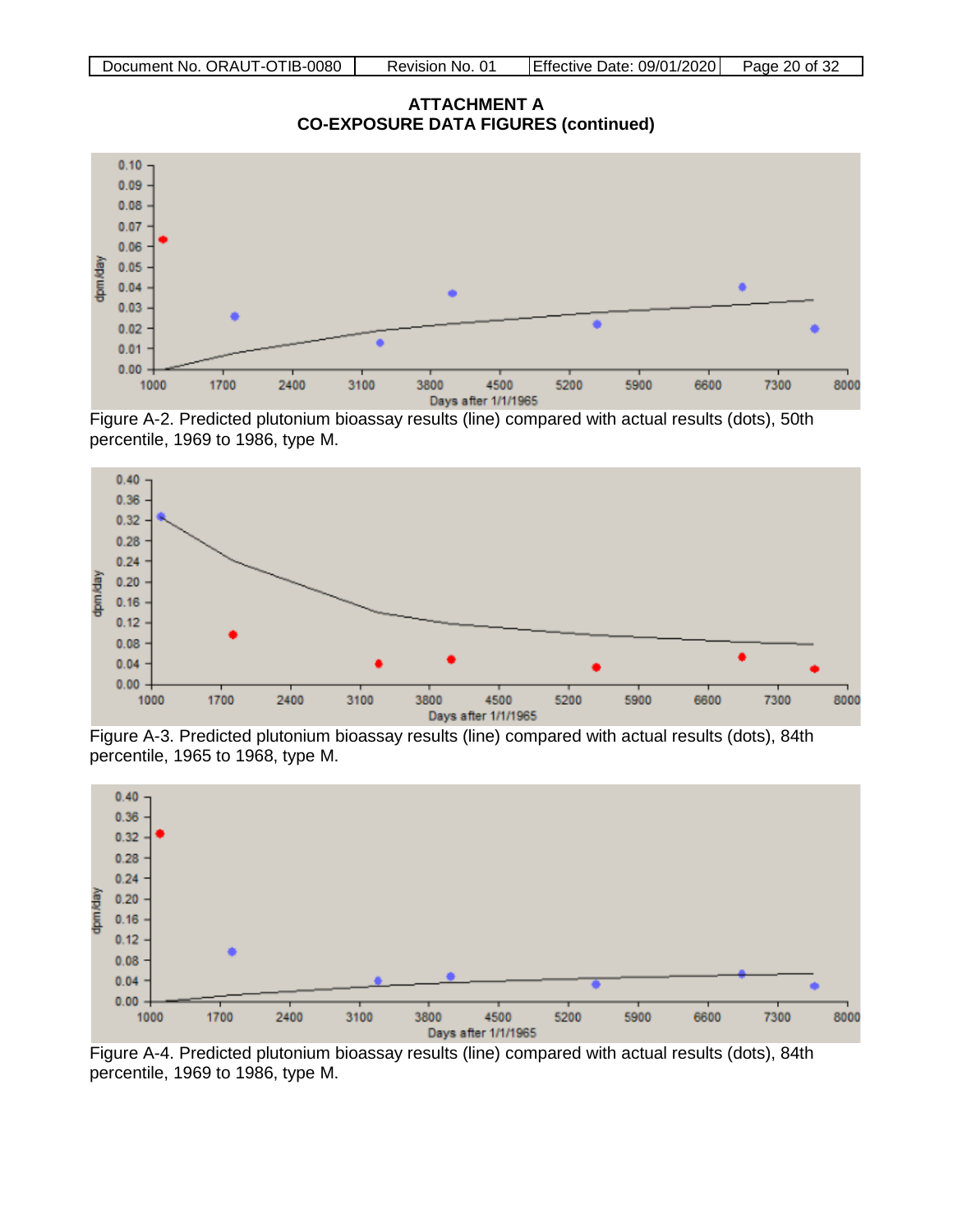**ATTACHMENT A**
**CO-EXPOSURE DATA FIGURES (continued)**

Figure A-2. Predicted plutonium bioassay results (line) compared with actual results (dots), 50th percentile, 1969 to 1986, type M.

Figure A-3. Predicted plutonium bioassay results (line) compared with actual results (dots), 84th percentile, 1965 to 1968, type M.

Figure A-4. Predicted plutonium bioassay results (line) compared with actual results (dots), 84th percentile, 1969 to 1986, type M.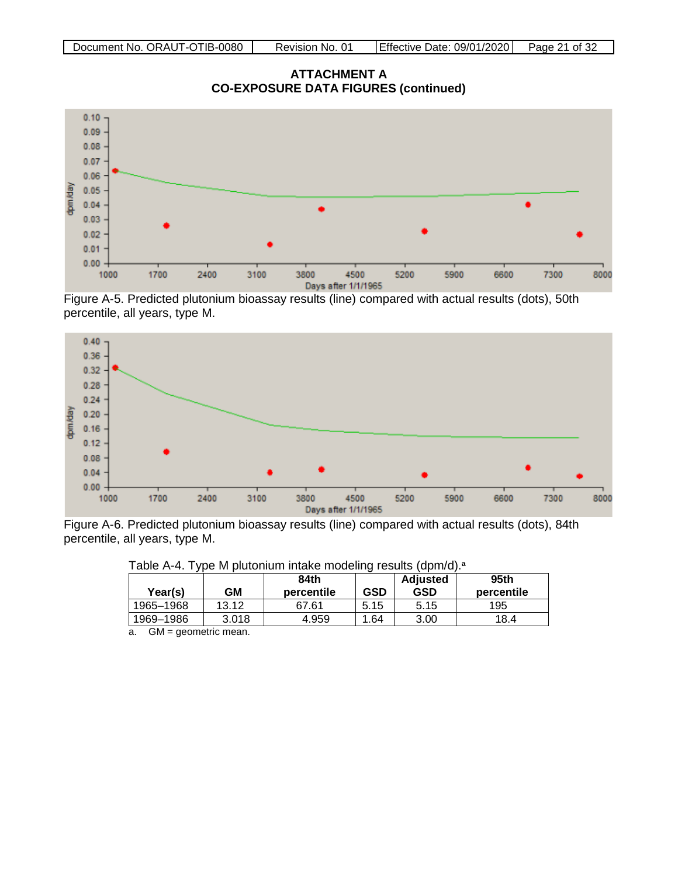## ATTACHMENT A
## CO-EXPOSURE DATA FIGURES (continued)

Figure A-5. Predicted plutonium bioassay results (line) compared with actual results (dots), 50th percentile, all years, type M.

Figure A-6. Predicted plutonium bioassay results (line) compared with actual results (dots), 84th percentile, all years, type M.

Table A-4. Type M plutonium intake modeling results (dpm/d).[a]

| Year(s) | GM | 84th percentile | GSD | Adjusted GSD | 95th percentile |
|---|---|---|---|---|---|
| 1965–1968 | 13.12 | 67.61 | 5.15 | 5.15 | 195 |
| 1969–1986 | 3.018 | 4.959 | 1.64 | 3.00 | 18.4 |

a. GM = geometric mean.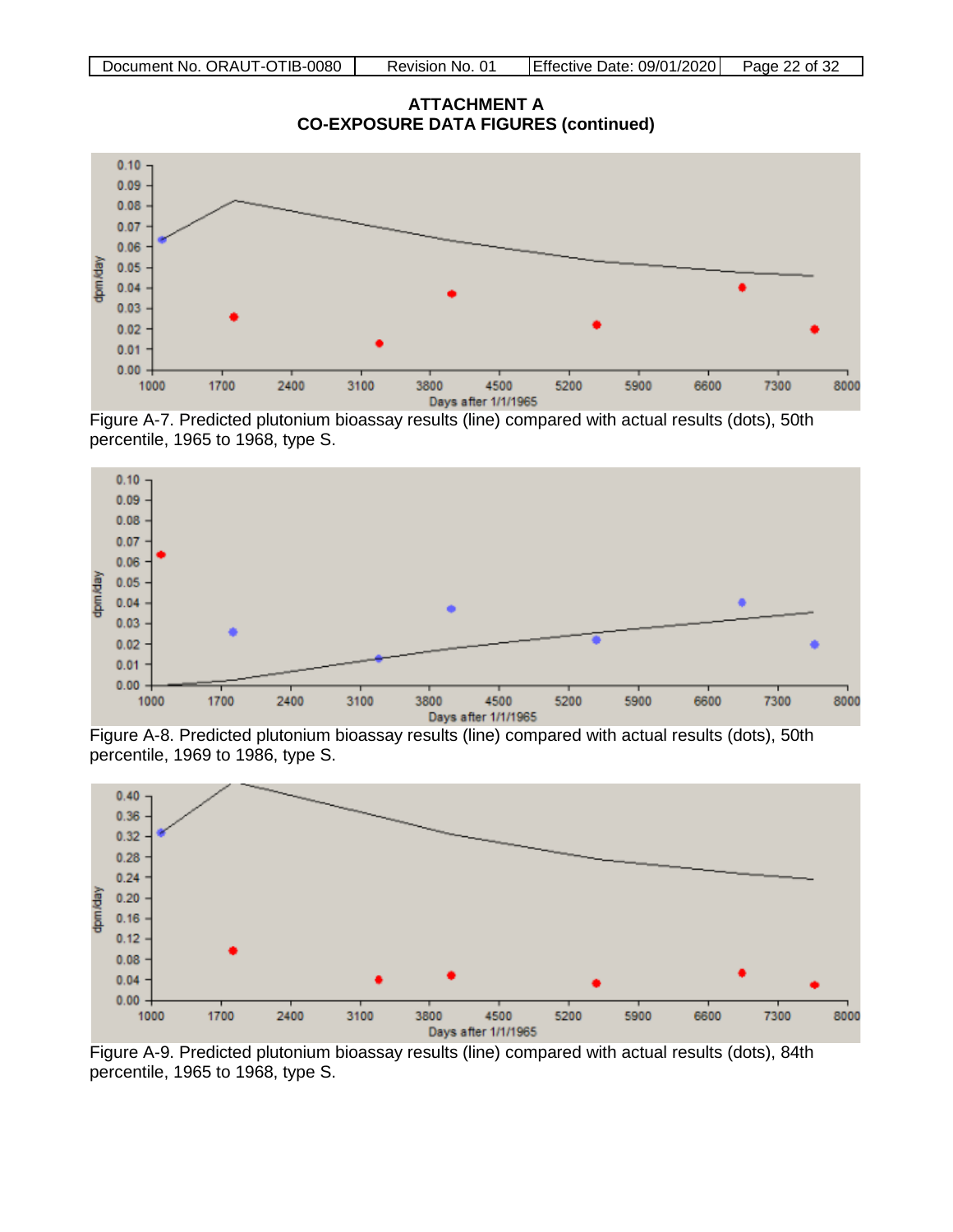## ATTACHMENT A
## CO-EXPOSURE DATA FIGURES (continued)

Figure A-7. Predicted plutonium bioassay results (line) compared with actual results (dots), 50th percentile, 1965 to 1968, type S.

Figure A-8. Predicted plutonium bioassay results (line) compared with actual results (dots), 50th percentile, 1969 to 1986, type S.

Figure A-9. Predicted plutonium bioassay results (line) compared with actual results (dots), 84th percentile, 1965 to 1968, type S.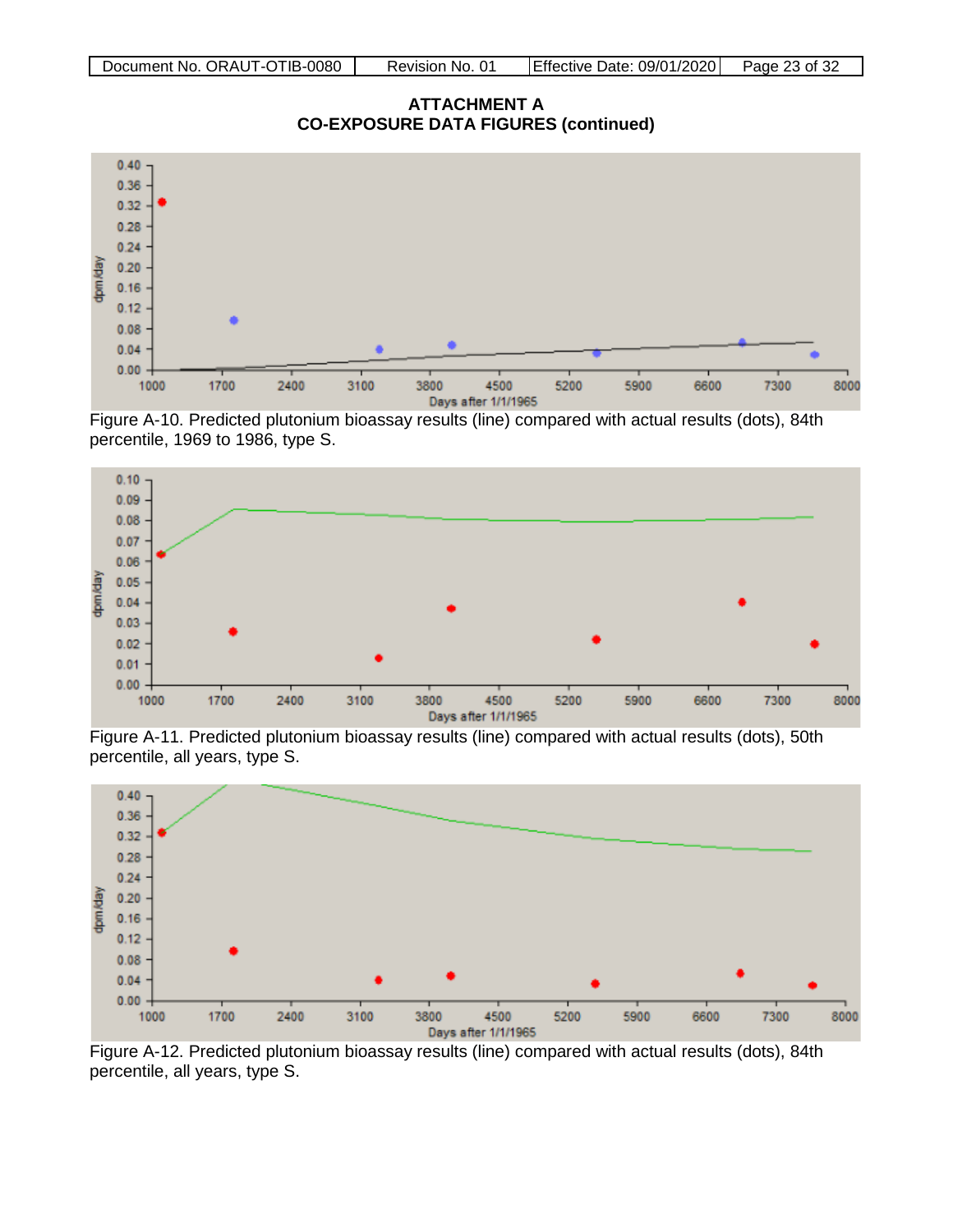## ATTACHMENT A
## CO-EXPOSURE DATA FIGURES (continued)

Figure A-10. Predicted plutonium bioassay results (line) compared with actual results (dots), 84th percentile, 1969 to 1986, type S.

Figure A-11. Predicted plutonium bioassay results (line) compared with actual results (dots), 50th percentile, all years, type S.

Figure A-12. Predicted plutonium bioassay results (line) compared with actual results (dots), 84th percentile, all years, type S.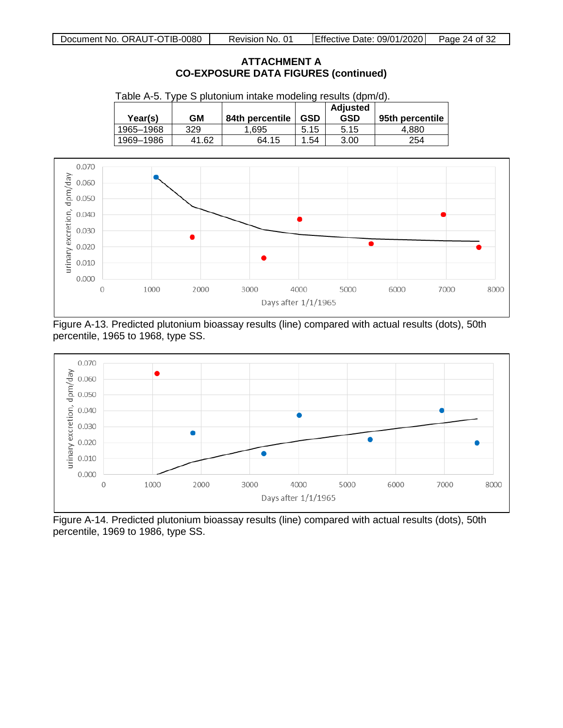## ATTACHMENT A
## CO-EXPOSURE DATA FIGURES (continued)

Table A-5. Type S plutonium intake modeling results (dpm/d).

| Year(s) | GM | 84th percentile | GSD | Adjusted GSD | 95th percentile |
|---|---|---|---|---|---|
| 1965–1968 | 329 | 1,695 | 5.15 | 5.15 | 4,880 |
| 1969–1986 | 41.62 | 64.15 | 1.54 | 3.00 | 254 |

Figure A-13. Predicted plutonium bioassay results (line) compared with actual results (dots), 50th percentile, 1965 to 1968, type SS.

Figure A-14. Predicted plutonium bioassay results (line) compared with actual results (dots), 50th percentile, 1969 to 1986, type SS.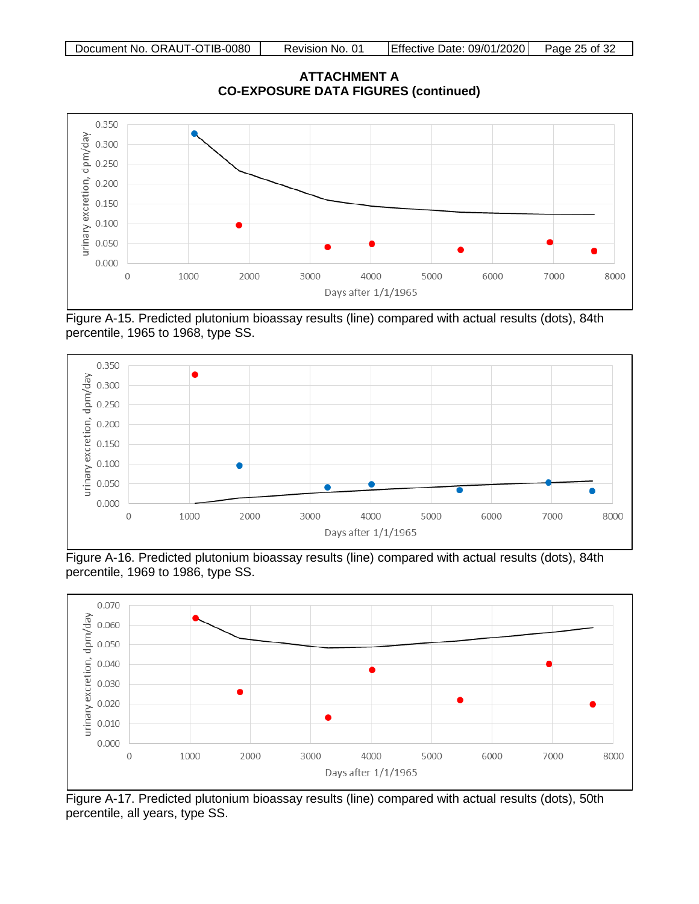# ATTACHMENT A
## CO-EXPOSURE DATA FIGURES (continued)

Figure A-15. Predicted plutonium bioassay results (line) compared with actual results (dots), 84th percentile, 1965 to 1968, type SS.

Figure A-16. Predicted plutonium bioassay results (line) compared with actual results (dots), 84th percentile, 1969 to 1986, type SS.

Figure A-17. Predicted plutonium bioassay results (line) compared with actual results (dots), 50th percentile, all years, type SS.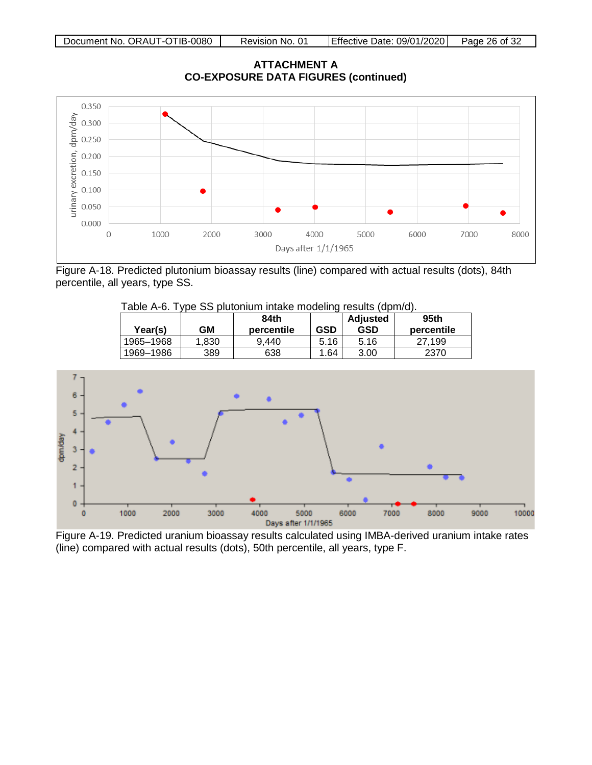## ATTACHMENT A
## CO-EXPOSURE DATA FIGURES (continued)

Figure A-18. Predicted plutonium bioassay results (line) compared with actual results (dots), 84th percentile, all years, type SS.

Table A-6. Type SS plutonium intake modeling results (dpm/d).

| Year(s) | GM | 84th percentile | GSD | Adjusted GSD | 95th percentile |
|---|---|---|---|---|---|
| 1965–1968 | 1,830 | 9,440 | 5.16 | 5.16 | 27,199 |
| 1969–1986 | 389 | 638 | 1.64 | 3.00 | 2370 |

Figure A-19. Predicted uranium bioassay results calculated using IMBA-derived uranium intake rates (line) compared with actual results (dots), 50th percentile, all years, type F.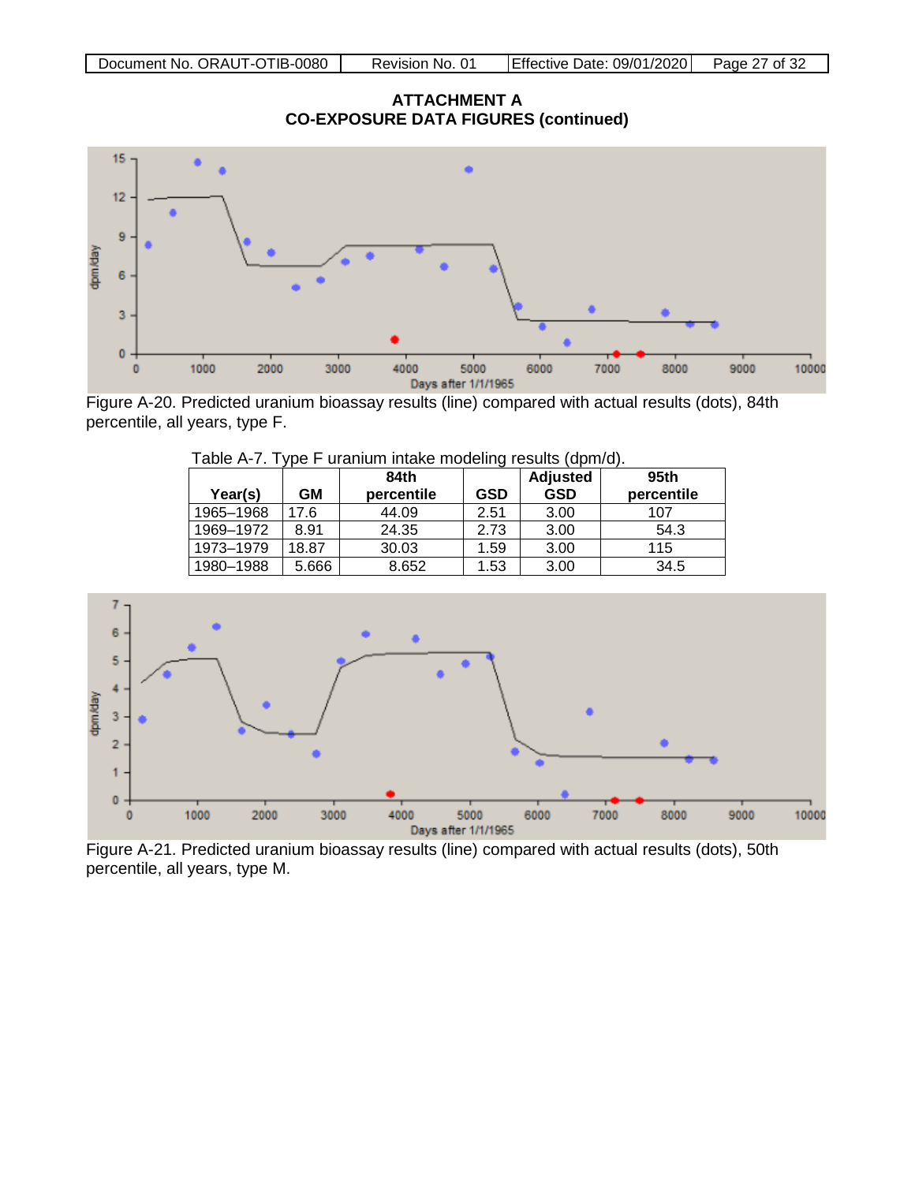## ATTACHMENT A
## CO-EXPOSURE DATA FIGURES (continued)

Figure A-20. Predicted uranium bioassay results (line) compared with actual results (dots), 84th percentile, all years, type F.

Table A-7. Type F uranium intake modeling results (dpm/d).

| Year(s) | GM | 84th percentile | GSD | Adjusted GSD | 95th percentile |
|---|---|---|---|---|---|
| 1965–1968 | 17.6 | 44.09 | 2.51 | 3.00 | 107 |
| 1969–1972 | 8.91 | 24.35 | 2.73 | 3.00 | 54.3 |
| 1973–1979 | 18.87 | 30.03 | 1.59 | 3.00 | 115 |
| 1980–1988 | 5.666 | 8.652 | 1.53 | 3.00 | 34.5 |

Figure A-21. Predicted uranium bioassay results (line) compared with actual results (dots), 50th percentile, all years, type M.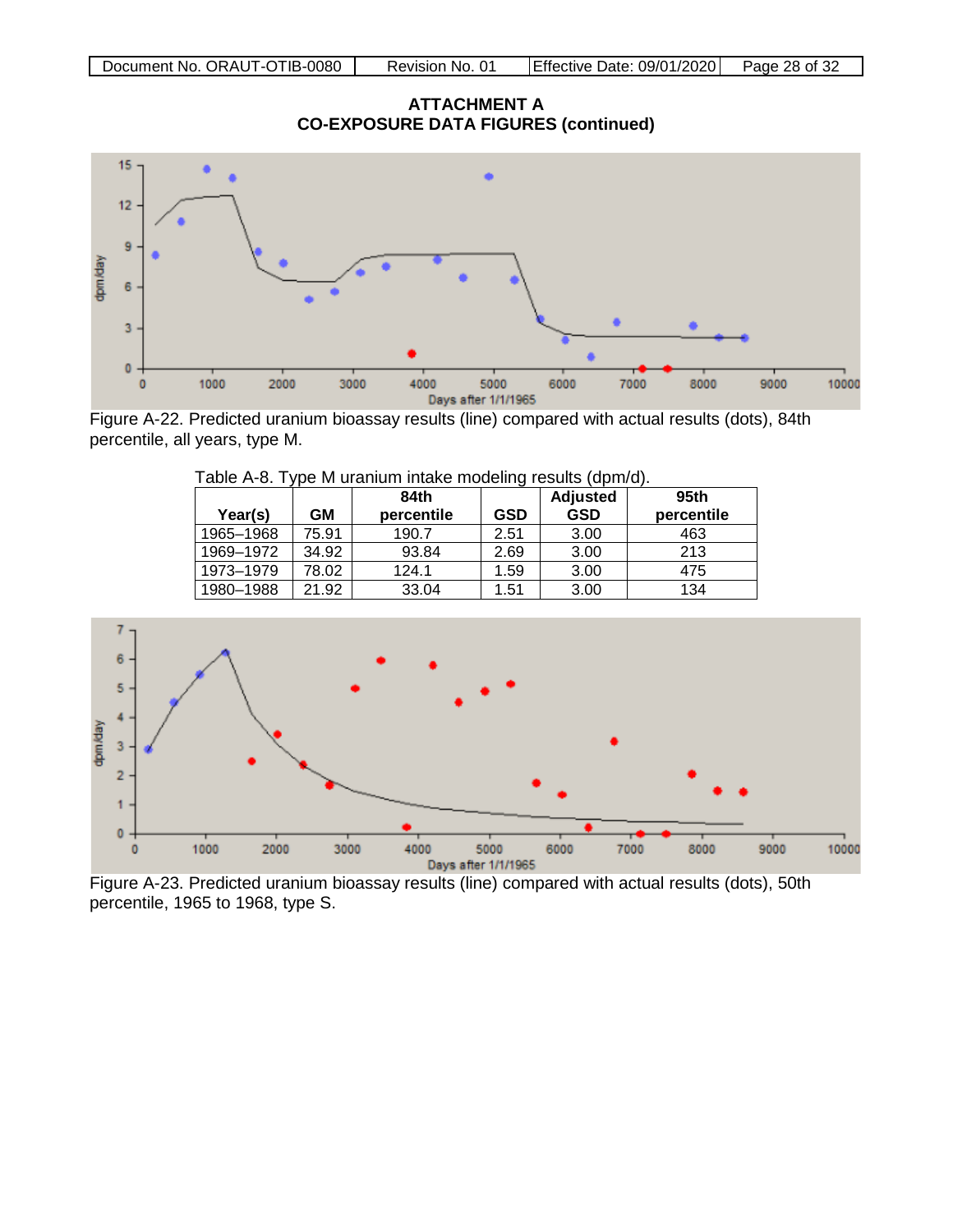## ATTACHMENT A
## CO-EXPOSURE DATA FIGURES (continued)

Figure A-22. Predicted uranium bioassay results (line) compared with actual results (dots), 84th percentile, all years, type M.

Table A-8. Type M uranium intake modeling results (dpm/d).

| Year(s) | GM | 84th percentile | GSD | Adjusted GSD | 95th percentile |
|---|---|---|---|---|---|
| 1965–1968 | 75.91 | 190.7 | 2.51 | 3.00 | 463 |
| 1969–1972 | 34.92 | 93.84 | 2.69 | 3.00 | 213 |
| 1973–1979 | 78.02 | 124.1 | 1.59 | 3.00 | 475 |
| 1980–1988 | 21.92 | 33.04 | 1.51 | 3.00 | 134 |

Figure A-23. Predicted uranium bioassay results (line) compared with actual results (dots), 50th percentile, 1965 to 1968, type S.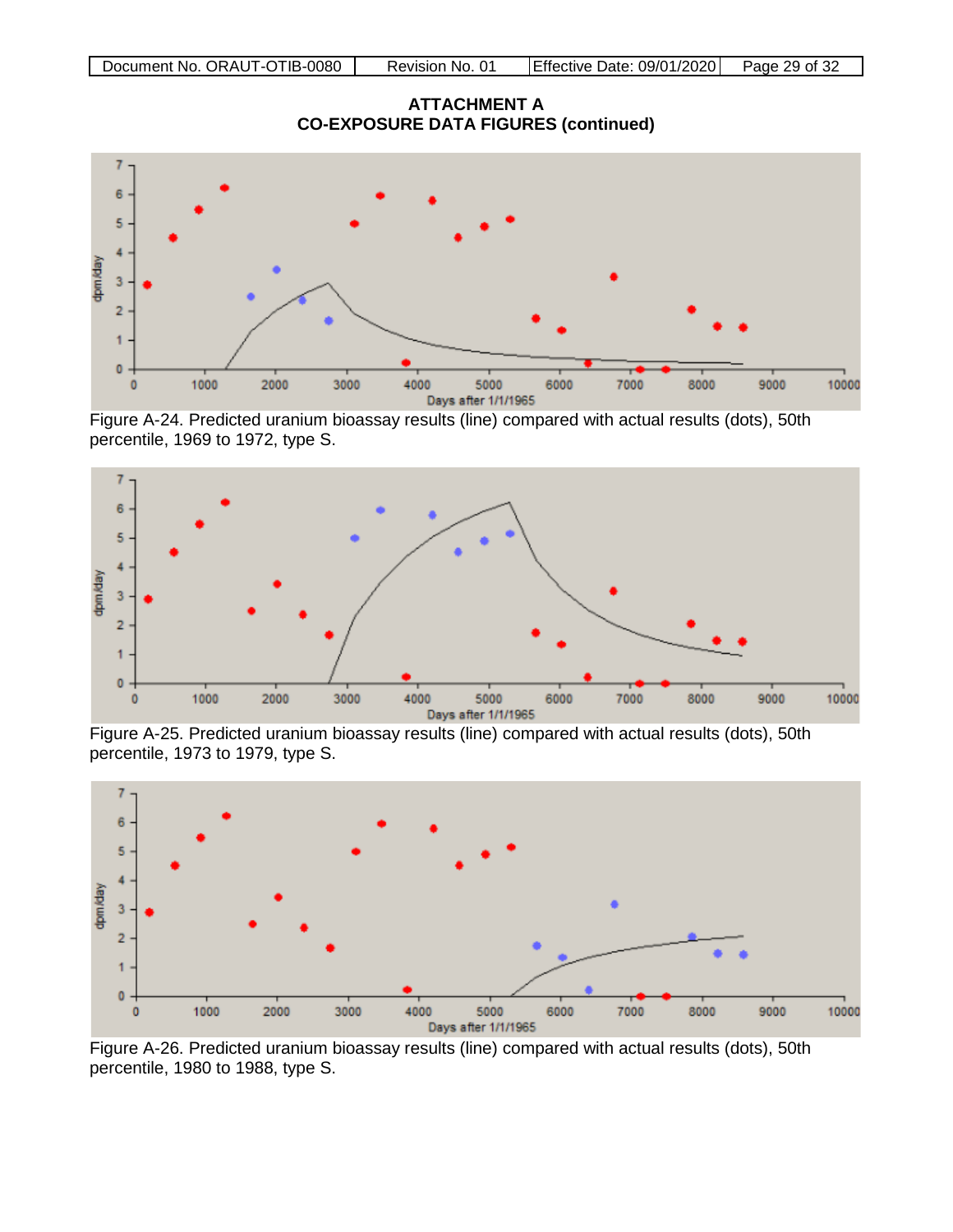## ATTACHMENT A
## CO-EXPOSURE DATA FIGURES (continued)

Figure A-24. Predicted uranium bioassay results (line) compared with actual results (dots), 50th percentile, 1969 to 1972, type S.

Figure A-25. Predicted uranium bioassay results (line) compared with actual results (dots), 50th percentile, 1973 to 1979, type S.

Figure A-26. Predicted uranium bioassay results (line) compared with actual results (dots), 50th percentile, 1980 to 1988, type S.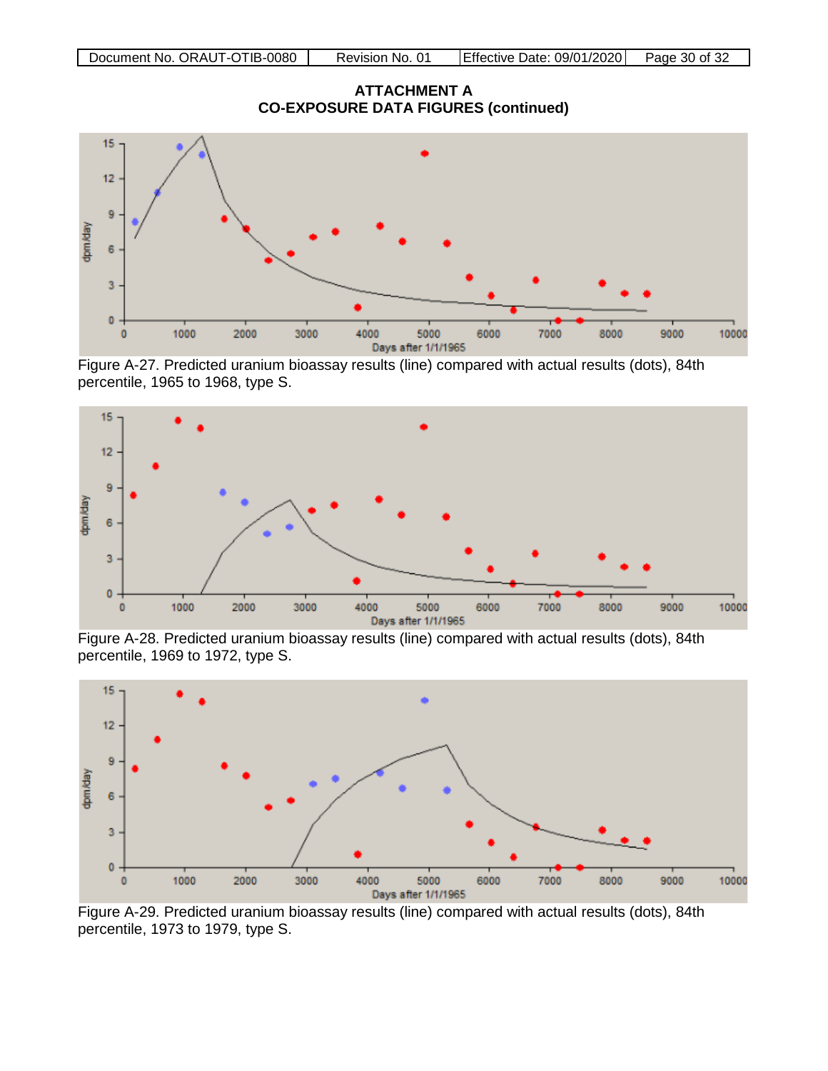## ATTACHMENT A
## CO-EXPOSURE DATA FIGURES (continued)

Figure A-27. Predicted uranium bioassay results (line) compared with actual results (dots), 84th percentile, 1965 to 1968, type S.

Figure A-28. Predicted uranium bioassay results (line) compared with actual results (dots), 84th percentile, 1969 to 1972, type S.

Figure A-29. Predicted uranium bioassay results (line) compared with actual results (dots), 84th percentile, 1973 to 1979, type S.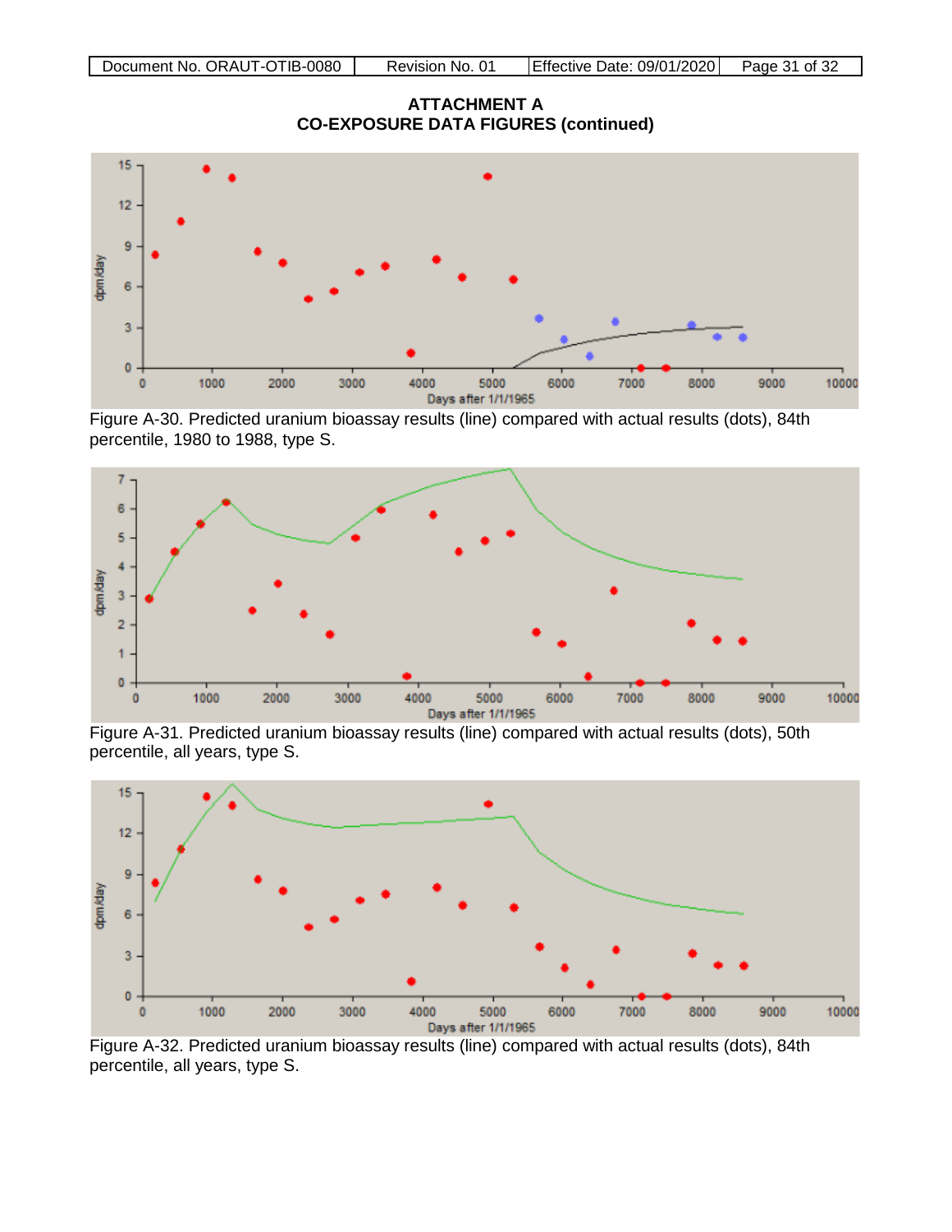**ATTACHMENT A**
**CO-EXPOSURE DATA FIGURES (continued)**

Figure A-30. Predicted uranium bioassay results (line) compared with actual results (dots), 84th percentile, 1980 to 1988, type S.

Figure A-31. Predicted uranium bioassay results (line) compared with actual results (dots), 50th percentile, all years, type S.

Figure A-32. Predicted uranium bioassay results (line) compared with actual results (dots), 84th percentile, all years, type S.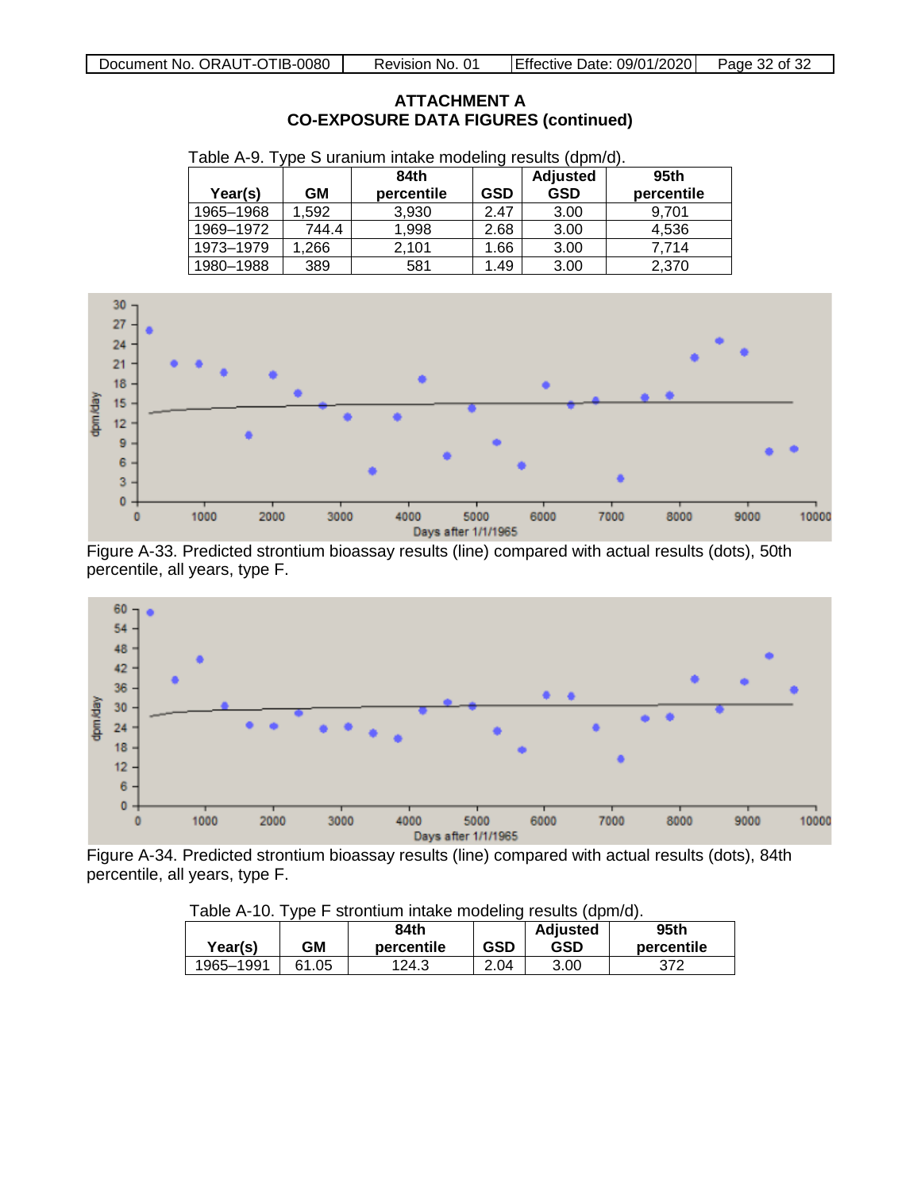## ATTACHMENT A
## CO-EXPOSURE DATA FIGURES (continued)

Table A-9. Type S uranium intake modeling results (dpm/d).

| Year(s) | GM | 84th percentile | GSD | Adjusted GSD | 95th percentile |
|---|---|---|---|---|---|
| 1965–1968 | 1,592 | 3,930 | 2.47 | 3.00 | 9,701 |
| 1969–1972 | 744.4 | 1,998 | 2.68 | 3.00 | 4,536 |
| 1973–1979 | 1,266 | 2,101 | 1.66 | 3.00 | 7,714 |
| 1980–1988 | 389 | 581 | 1.49 | 3.00 | 2,370 |

dpm/day

30
27
24
21
18
15
12
9
6
3
0

0 1000 2000 3000 4000 5000 6000 7000 8000 9000 10000

Days after 1/1/1965

Figure A-33. Predicted strontium bioassay results (line) compared with actual results (dots), 50th percentile, all years, type F.

dpm/day

60
54
48
42
36
30
24
18
12
6
0

0 1000 2000 3000 4000 5000 6000 7000 8000 9000 10000

Days after 1/1/1965

Figure A-34. Predicted strontium bioassay results (line) compared with actual results (dots), 84th percentile, all years, type F.

Table A-10. Type F strontium intake modeling results (dpm/d).

| Year(s) | GM | 84th percentile | GSD | Adjusted GSD | 95th percentile |
|---|---|---|---|---|---|
| 1965–1991 | 61.05 | 124.3 | 2.04 | 3.00 | 372 |